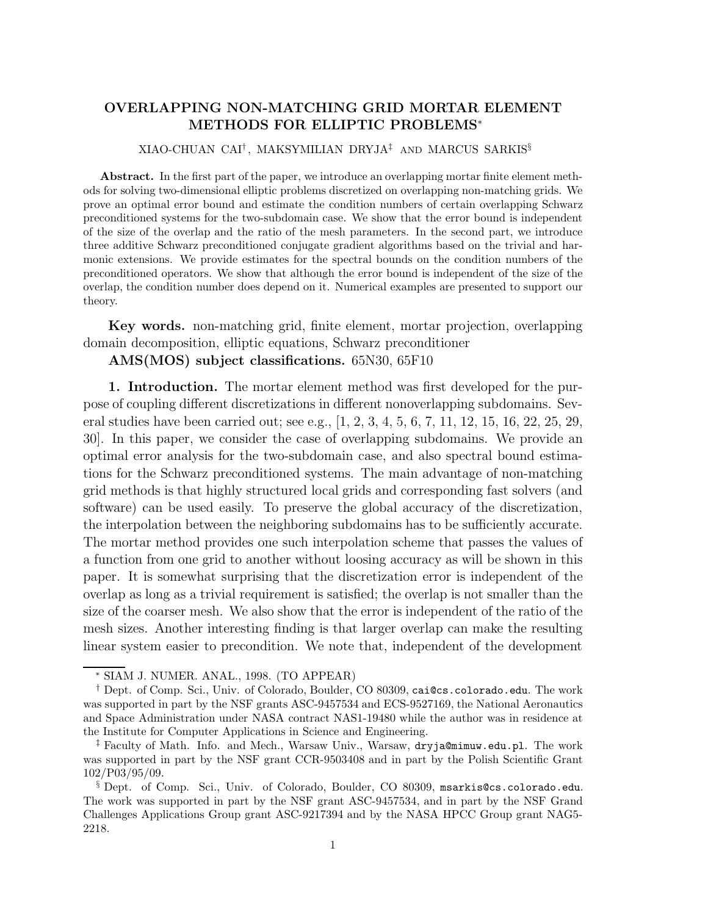# OVERLAPPING NON-MATCHING GRID MORTAR ELEMENT METHODS FOR ELLIPTIC PROBLEMS*

XIAO-CHUAN CAI†, MAKSYMILIAN DRYJA‡ AND MARCUS SARKIS§

**Abstract.** In the first part of the paper, we introduce an overlapping mortar finite element methods for solving two-dimensional elliptic problems discretized on overlapping non-matching grids. We prove an optimal error bound and estimate the condition numbers of certain overlapping Schwarz preconditioned systems for the two-subdomain case. We show that the error bound is independent of the size of the overlap and the ratio of the mesh parameters. In the second part, we introduce three additive Schwarz preconditioned conjugate gradient algorithms based on the trivial and harmonic extensions. We provide estimates for the spectral bounds on the condition numbers of the preconditioned operators. We show that although the error bound is independent of the size of the overlap, the condition number does depend on it. Numerical examples are presented to support our theory.

**Key words.** non-matching grid, finite element, mortar projection, overlapping domain decomposition, elliptic equations, Schwarz preconditioner

**AMS(MOS) subject classifications.** 65N30, 65F10

## 1. Introduction.

The mortar element method was first developed for the purpose of coupling different discretizations in different nonoverlapping subdomains. Several studies have been carried out; see e.g., [1, 2, 3, 4, 5, 6, 7, 11, 12, 15, 16, 22, 25, 29, 30]. In this paper, we consider the case of overlapping subdomains. We provide an optimal error analysis for the two-subdomain case, and also spectral bound estimations for the Schwarz preconditioned systems. The main advantage of non-matching grid methods is that highly structured local grids and corresponding fast solvers (and software) can be used easily. To preserve the global accuracy of the discretization, the interpolation between the neighboring subdomains has to be sufficiently accurate. The mortar method provides one such interpolation scheme that passes the values of a function from one grid to another without loosing accuracy as will be shown in this paper. It is somewhat surprising that the discretization error is independent of the overlap as long as a trivial requirement is satisfied; the overlap is not smaller than the size of the coarser mesh. We also show that the error is independent of the ratio of the mesh sizes. Another interesting finding is that larger overlap can make the resulting linear system easier to precondition. We note that, independent of the development

---

* SIAM J. NUMER. ANAL., 1998. (TO APPEAR)

† Dept. of Comp. Sci., Univ. of Colorado, Boulder, CO 80309, cai@cs.colorado.edu. The work was supported in part by the NSF grants ASC-9457534 and ECS-9527169, the National Aeronautics and Space Administration under NASA contract NAS1-19480 while the author was in residence at the Institute for Computer Applications in Science and Engineering.

‡ Faculty of Math. Info. and Mech., Warsaw Univ., Warsaw, dryja@mimuw.edu.pl. The work was supported in part by the NSF grant CCR-9503408 and in part by the Polish Scientific Grant 102/P03/95/09.

§ Dept. of Comp. Sci., Univ. of Colorado, Boulder, CO 80309, msarkis@cs.colorado.edu. The work was supported in part by the NSF grant ASC-9457534, and in part by the NSF Grand Challenges Applications Group grant ASC-9217394 and by the NASA HPCC Group grant NAG5-2218.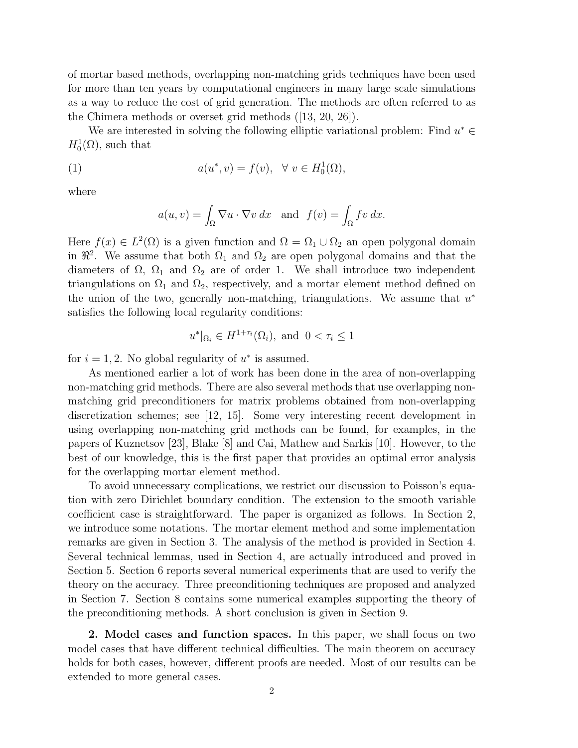of mortar based methods, overlapping non-matching grids techniques have been used for more than ten years by computational engineers in many large scale simulations as a way to reduce the cost of grid generation. The methods are often referred to as the Chimera methods or overset grid methods ([13, 20, 26]).

We are interested in solving the following elliptic variational problem: Find $u^* \in H_0^1(\Omega)$, such that

$$a(u^*, v) = f(v), \quad \forall\, v \in H_0^1(\Omega), \tag{1}$$

where

$$a(u, v) = \int_\Omega \nabla u \cdot \nabla v \, dx \quad \text{and} \quad f(v) = \int_\Omega f v \, dx.$$

Here $f(x) \in L^2(\Omega)$ is a given function and $\Omega = \Omega_1 \cup \Omega_2$ an open polygonal domain in $\Re^2$. We assume that both $\Omega_1$ and $\Omega_2$ are open polygonal domains and that the diameters of $\Omega$, $\Omega_1$ and $\Omega_2$ are of order 1. We shall introduce two independent triangulations on $\Omega_1$ and $\Omega_2$, respectively, and a mortar element method defined on the union of the two, generally non-matching, triangulations. We assume that $u^*$ satisfies the following local regularity conditions:

$$u^*|_{\Omega_i} \in H^{1+\tau_i}(\Omega_i), \text{ and } 0 < \tau_i \leq 1$$

for $i = 1, 2$. No global regularity of $u^*$ is assumed.

As mentioned earlier a lot of work has been done in the area of non-overlapping non-matching grid methods. There are also several methods that use overlapping non-matching grid preconditioners for matrix problems obtained from non-overlapping discretization schemes; see [12, 15]. Some very interesting recent development in using overlapping non-matching grid methods can be found, for examples, in the papers of Kuznetsov [23], Blake [8] and Cai, Mathew and Sarkis [10]. However, to the best of our knowledge, this is the first paper that provides an optimal error analysis for the overlapping mortar element method.

To avoid unnecessary complications, we restrict our discussion to Poisson's equation with zero Dirichlet boundary condition. The extension to the smooth variable coefficient case is straightforward. The paper is organized as follows. In Section 2, we introduce some notations. The mortar element method and some implementation remarks are given in Section 3. The analysis of the method is provided in Section 4. Several technical lemmas, used in Section 4, are actually introduced and proved in Section 5. Section 6 reports several numerical experiments that are used to verify the theory on the accuracy. Three preconditioning techniques are proposed and analyzed in Section 7. Section 8 contains some numerical examples supporting the theory of the preconditioning methods. A short conclusion is given in Section 9.

**2. Model cases and function spaces.** In this paper, we shall focus on two model cases that have different technical difficulties. The main theorem on accuracy holds for both cases, however, different proofs are needed. Most of our results can be extended to more general cases.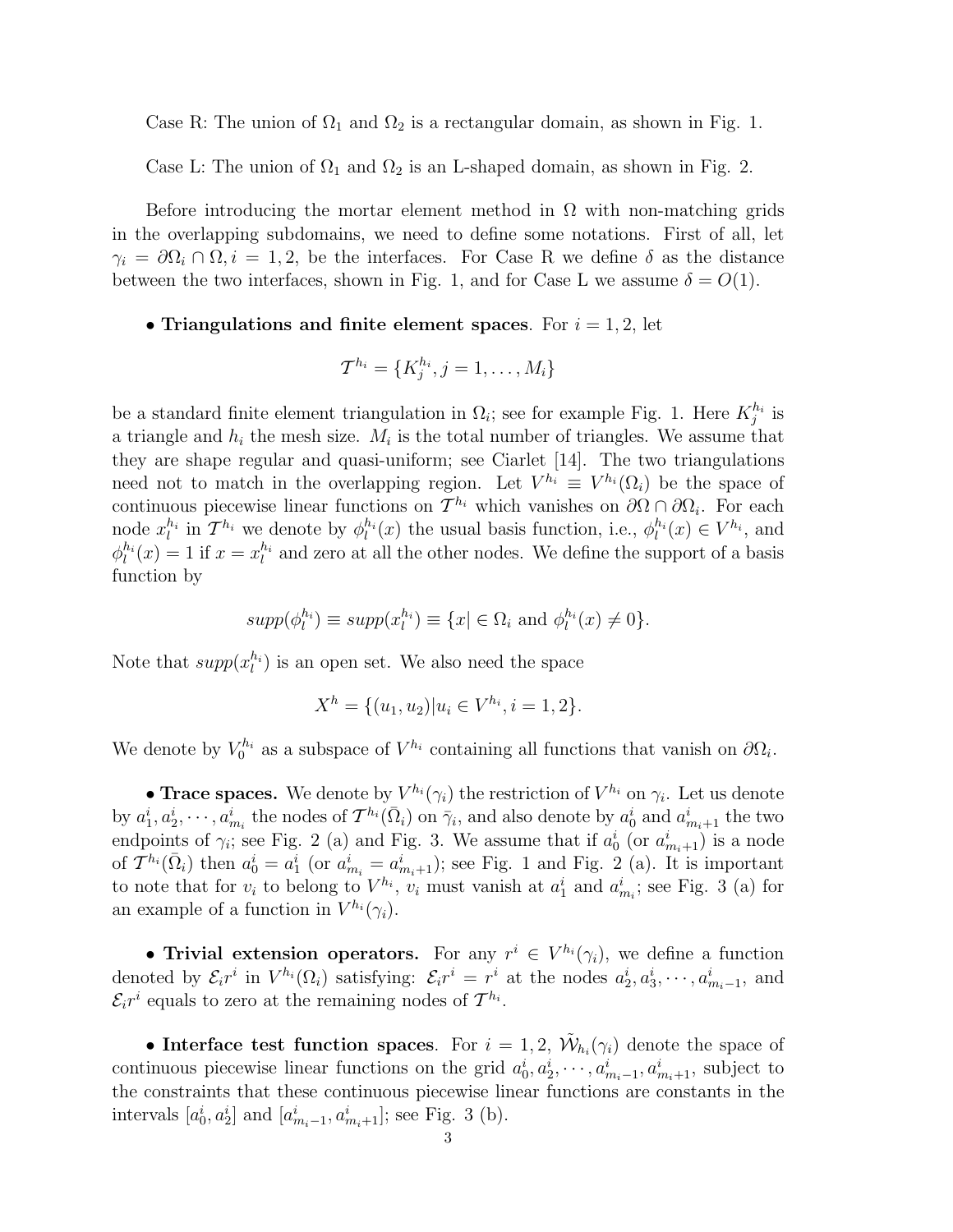Case R: The union of $\Omega_1$ and $\Omega_2$ is a rectangular domain, as shown in Fig. 1.

Case L: The union of $\Omega_1$ and $\Omega_2$ is an L-shaped domain, as shown in Fig. 2.

Before introducing the mortar element method in $\Omega$ with non-matching grids in the overlapping subdomains, we need to define some notations. First of all, let $\gamma_i = \partial\Omega_i \cap \Omega, i = 1, 2$, be the interfaces. For Case R we define $\delta$ as the distance between the two interfaces, shown in Fig. 1, and for Case L we assume $\delta = O(1)$.

- **Triangulations and finite element spaces**. For $i = 1, 2$, let

$$\mathcal{T}^{h_i} = \{K_j^{h_i}, j = 1, \ldots, M_i\}$$

be a standard finite element triangulation in $\Omega_i$; see for example Fig. 1. Here $K_j^{h_i}$ is a triangle and $h_i$ the mesh size. $M_i$ is the total number of triangles. We assume that they are shape regular and quasi-uniform; see Ciarlet [14]. The two triangulations need not to match in the overlapping region. Let $V^{h_i} \equiv V^{h_i}(\Omega_i)$ be the space of continuous piecewise linear functions on $\mathcal{T}^{h_i}$ which vanishes on $\partial\Omega \cap \partial\Omega_i$. For each node $x_l^{h_i}$ in $\mathcal{T}^{h_i}$ we denote by $\phi_l^{h_i}(x)$ the usual basis function, i.e., $\phi_l^{h_i}(x) \in V^{h_i}$, and $\phi_l^{h_i}(x) = 1$ if $x = x_l^{h_i}$ and zero at all the other nodes. We define the support of a basis function by

$$supp(\phi_l^{h_i}) \equiv supp(x_l^{h_i}) \equiv \{x | \in \Omega_i \text{ and } \phi_l^{h_i}(x) \neq 0\}.$$

Note that $supp(x_l^{h_i})$ is an open set. We also need the space

$$X^h = \{(u_1, u_2) | u_i \in V^{h_i}, i = 1, 2\}.$$

We denote by $V_0^{h_i}$ as a subspace of $V^{h_i}$ containing all functions that vanish on $\partial\Omega_i$.

- **Trace spaces.** We denote by $V^{h_i}(\gamma_i)$ the restriction of $V^{h_i}$ on $\gamma_i$. Let us denote by $a_1^i, a_2^i, \cdots, a_{m_i}^i$ the nodes of $\mathcal{T}^{h_i}(\bar{\Omega}_i)$ on $\bar{\gamma}_i$, and also denote by $a_0^i$ and $a_{m_i+1}^i$ the two endpoints of $\gamma_i$; see Fig. 2 (a) and Fig. 3. We assume that if $a_0^i$ (or $a_{m_i+1}^i$) is a node of $\mathcal{T}^{h_i}(\bar{\Omega}_i)$ then $a_0^i = a_1^i$ (or $a_{m_i}^i = a_{m_i+1}^i$); see Fig. 1 and Fig. 2 (a). It is important to note that for $v_i$ to belong to $V^{h_i}$, $v_i$ must vanish at $a_1^i$ and $a_{m_i}^i$; see Fig. 3 (a) for an example of a function in $V^{h_i}(\gamma_i)$.

- **Trivial extension operators.** For any $r^i \in V^{h_i}(\gamma_i)$, we define a function denoted by $\mathcal{E}_i r^i$ in $V^{h_i}(\Omega_i)$ satisfying: $\mathcal{E}_i r^i = r^i$ at the nodes $a_2^i, a_3^i, \cdots, a_{m_i-1}^i$, and $\mathcal{E}_i r^i$ equals to zero at the remaining nodes of $\mathcal{T}^{h_i}$.

- **Interface test function spaces**. For $i = 1, 2$, $\tilde{\mathcal{W}}_{h_i}(\gamma_i)$ denote the space of continuous piecewise linear functions on the grid $a_0^i, a_2^i, \cdots, a_{m_i-1}^i, a_{m_i+1}^i$, subject to the constraints that these continuous piecewise linear functions are constants in the intervals $[a_0^i, a_2^i]$ and $[a_{m_i-1}^i, a_{m_i+1}^i]$; see Fig. 3 (b).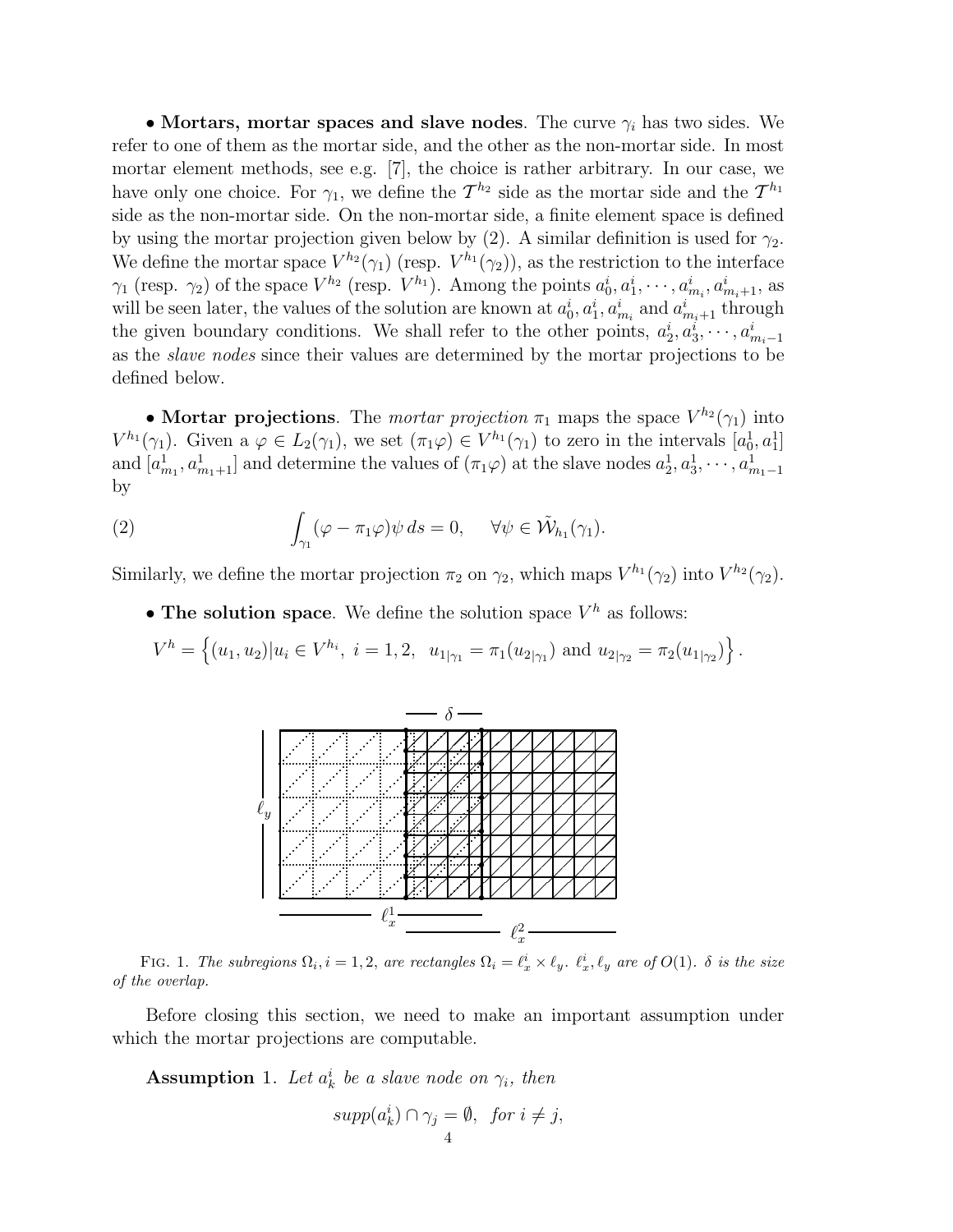• **Mortars, mortar spaces and slave nodes**. The curve $\gamma_i$ has two sides. We refer to one of them as the mortar side, and the other as the non-mortar side. In most mortar element methods, see e.g. [7], the choice is rather arbitrary. In our case, we have only one choice. For $\gamma_1$, we define the $\mathcal{T}^{h_2}$ side as the mortar side and the $\mathcal{T}^{h_1}$ side as the non-mortar side. On the non-mortar side, a finite element space is defined by using the mortar projection given below by (2). A similar definition is used for $\gamma_2$. We define the mortar space $V^{h_2}(\gamma_1)$ (resp. $V^{h_1}(\gamma_2)$), as the restriction to the interface $\gamma_1$ (resp. $\gamma_2$) of the space $V^{h_2}$ (resp. $V^{h_1}$). Among the points $a_0^i, a_1^i, \cdots, a_{m_i}^i, a_{m_i+1}^i$, as will be seen later, the values of the solution are known at $a_0^i, a_1^i, a_{m_i}^i$ and $a_{m_i+1}^i$ through the given boundary conditions. We shall refer to the other points, $a_2^i, a_3^i, \cdots, a_{m_i-1}^i$ as the *slave nodes* since their values are determined by the mortar projections to be defined below.

• **Mortar projections**. The *mortar projection* $\pi_1$ maps the space $V^{h_2}(\gamma_1)$ into $V^{h_1}(\gamma_1)$. Given a $\varphi \in L_2(\gamma_1)$, we set $(\pi_1\varphi) \in V^{h_1}(\gamma_1)$ to zero in the intervals $[a_0^1, a_1^1]$ and $[a_{m_1}^1, a_{m_1+1}^1]$ and determine the values of $(\pi_1\varphi)$ at the slave nodes $a_2^1, a_3^1, \cdots, a_{m_1-1}^1$ by

$$\int_{\gamma_1} (\varphi - \pi_1\varphi)\psi \, ds = 0, \quad \forall \psi \in \tilde{\mathcal{W}}_{h_1}(\gamma_1). \tag{2}$$

Similarly, we define the mortar projection $\pi_2$ on $\gamma_2$, which maps $V^{h_1}(\gamma_2)$ into $V^{h_2}(\gamma_2)$.

• **The solution space**. We define the solution space $V^h$ as follows:

$$V^h = \left\{(u_1, u_2) | u_i \in V^{h_i}, \ i = 1, 2, \ \ u_{1|\gamma_1} = \pi_1(u_{2|\gamma_1}) \text{ and } u_{2|\gamma_2} = \pi_2(u_{1|\gamma_2})\right\}.$$

FIG. 1. *The subregions $\Omega_i, i = 1, 2$, are rectangles $\Omega_i = \ell_x^i \times \ell_y$. $\ell_x^i, \ell_y$ are of $O(1)$. $\delta$ is the size of the overlap.*

Before closing this section, we need to make an important assumption under which the mortar projections are computable.

**Assumption** 1. *Let $a_k^i$ be a slave node on $\gamma_i$, then*

$$supp(a_k^i) \cap \gamma_j = \emptyset, \ \ for \ i \neq j,$$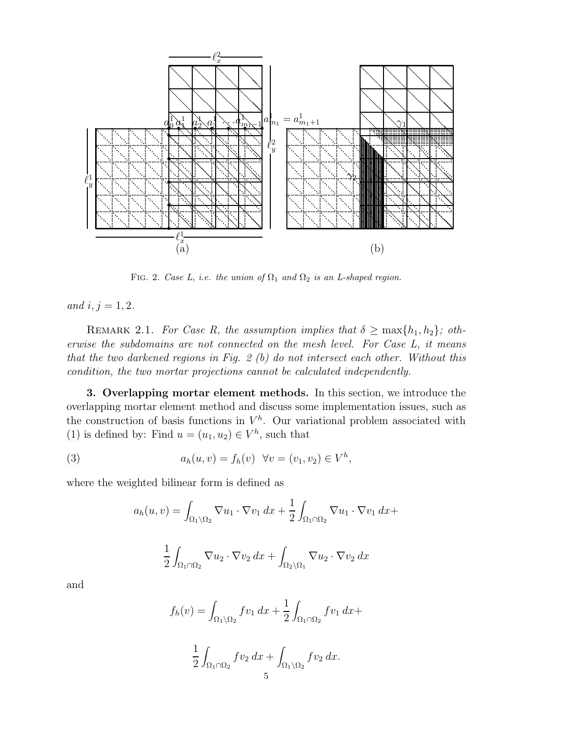FIG. 2. *Case L, i.e. the union of $\Omega_1$ and $\Omega_2$ is an L-shaped region.*

and $i, j = 1, 2$.

REMARK 2.1. *For Case R, the assumption implies that $\delta \geq \max\{h_1, h_2\}$; otherwise the subdomains are not connected on the mesh level. For Case L, it means that the two darkened regions in Fig. 2 (b) do not intersect each other. Without this condition, the two mortar projections cannot be calculated independently.*

## 3. Overlapping mortar element methods.

In this section, we introduce the overlapping mortar element method and discuss some implementation issues, such as the construction of basis functions in $V^h$. Our variational problem associated with (1) is defined by: Find $u = (u_1, u_2) \in V^h$, such that

$$a_h(u, v) = f_h(v) \quad \forall v = (v_1, v_2) \in V^h, \tag{3}$$

where the weighted bilinear form is defined as

$$a_h(u, v) = \int_{\Omega_1 \setminus \Omega_2} \nabla u_1 \cdot \nabla v_1 \, dx + \frac{1}{2} \int_{\Omega_1 \cap \Omega_2} \nabla u_1 \cdot \nabla v_1 \, dx +$$

$$\frac{1}{2} \int_{\Omega_1 \cap \Omega_2} \nabla u_2 \cdot \nabla v_2 \, dx + \int_{\Omega_2 \setminus \Omega_1} \nabla u_2 \cdot \nabla v_2 \, dx$$

and

$$f_h(v) = \int_{\Omega_1 \setminus \Omega_2} f v_1 \, dx + \frac{1}{2} \int_{\Omega_1 \cap \Omega_2} f v_1 \, dx +$$

$$\frac{1}{2} \int_{\Omega_1 \cap \Omega_2} f v_2 \, dx + \int_{\Omega_1 \setminus \Omega_2} f v_2 \, dx.$$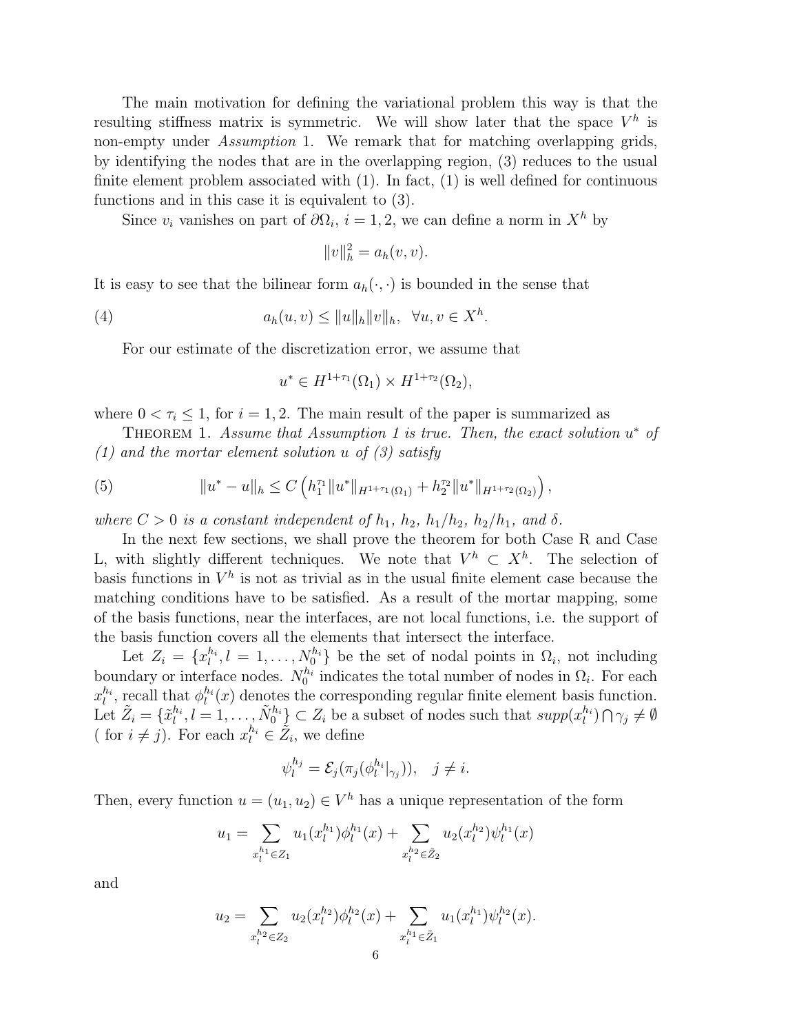The main motivation for defining the variational problem this way is that the resulting stiffness matrix is symmetric. We will show later that the space $V^h$ is non-empty under *Assumption* 1. We remark that for matching overlapping grids, by identifying the nodes that are in the overlapping region, (3) reduces to the usual finite element problem associated with (1). In fact, (1) is well defined for continuous functions and in this case it is equivalent to (3).

Since $v_i$ vanishes on part of $\partial\Omega_i$, $i = 1, 2$, we can define a norm in $X^h$ by

$$\|v\|_h^2 = a_h(v, v).$$

It is easy to see that the bilinear form $a_h(\cdot, \cdot)$ is bounded in the sense that

$$a_h(u, v) \le \|u\|_h \|v\|_h, \quad \forall u, v \in X^h. \tag{4}$$

For our estimate of the discretization error, we assume that

$$u^* \in H^{1+\tau_1}(\Omega_1) \times H^{1+\tau_2}(\Omega_2),$$

where $0 < \tau_i \le 1$, for $i = 1, 2$. The main result of the paper is summarized as

Theorem 1. *Assume that Assumption 1 is true. Then, the exact solution $u^*$ of (1) and the mortar element solution $u$ of (3) satisfy*

$$\|u^* - u\|_h \le C \left( h_1^{\tau_1} \|u^*\|_{H^{1+\tau_1}(\Omega_1)} + h_2^{\tau_2} \|u^*\|_{H^{1+\tau_2}(\Omega_2)} \right), \tag{5}$$

*where $C > 0$ is a constant independent of $h_1$, $h_2$, $h_1/h_2$, $h_2/h_1$, and $\delta$.*

In the next few sections, we shall prove the theorem for both Case R and Case L, with slightly different techniques. We note that $V^h \subset X^h$. The selection of basis functions in $V^h$ is not as trivial as in the usual finite element case because the matching conditions have to be satisfied. As a result of the mortar mapping, some of the basis functions, near the interfaces, are not local functions, i.e. the support of the basis function covers all the elements that intersect the interface.

Let $Z_i = \{x_l^{h_i}, l = 1, \ldots, N_0^{h_i}\}$ be the set of nodal points in $\Omega_i$, not including boundary or interface nodes. $N_0^{h_i}$ indicates the total number of nodes in $\Omega_i$. For each $x_l^{h_i}$, recall that $\phi_l^{h_i}(x)$ denotes the corresponding regular finite element basis function. Let $\tilde{Z}_i = \{\tilde{x}_l^{h_i}, l = 1, \ldots, \tilde{N}_0^{h_i}\} \subset Z_i$ be a subset of nodes such that $supp(x_l^{h_i}) \bigcap \gamma_j \neq \emptyset$ ( for $i \neq j$). For each $x_l^{h_i} \in \tilde{Z}_i$, we define

$$\psi_l^{h_j} = \mathcal{E}_j(\pi_j(\phi_l^{h_i}|_{\gamma_j})), \quad j \neq i.$$

Then, every function $u = (u_1, u_2) \in V^h$ has a unique representation of the form

$$u_1 = \sum_{x_l^{h_1} \in Z_1} u_1(x_l^{h_1}) \phi_l^{h_1}(x) + \sum_{x_l^{h_2} \in \tilde{Z}_2} u_2(x_l^{h_2}) \psi_l^{h_1}(x)$$

and

$$u_2 = \sum_{x_l^{h_2} \in Z_2} u_2(x_l^{h_2}) \phi_l^{h_2}(x) + \sum_{x_l^{h_1} \in \tilde{Z}_1} u_1(x_l^{h_1}) \psi_l^{h_2}(x).$$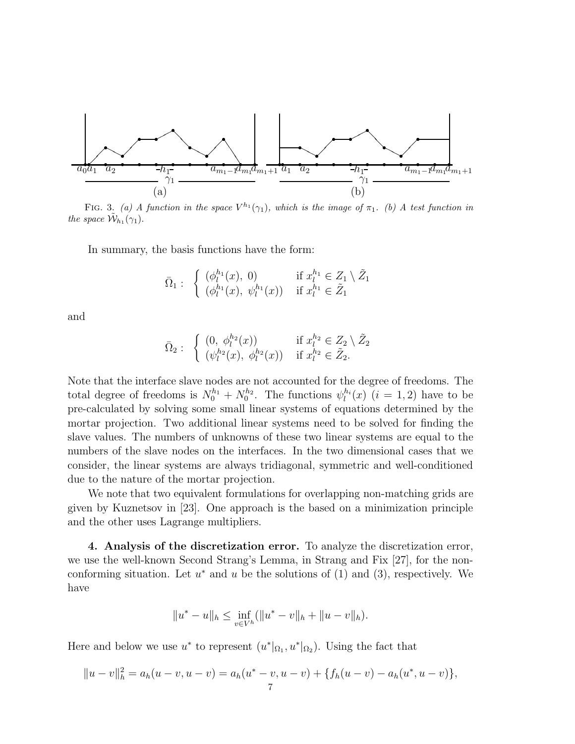FIG. 3. *(a) A function in the space $V^{h_1}(\gamma_1)$, which is the image of $\pi_1$. (b) A test function in the space $\tilde{\mathcal{W}}_{h_1}(\gamma_1)$.*

In summary, the basis functions have the form:

$$\bar{\Omega}_1 : \begin{cases} (\phi_l^{h_1}(x),\ 0) & \text{if } x_l^{h_1} \in Z_1 \setminus \tilde{Z}_1 \\ (\phi_l^{h_1}(x),\ \psi_l^{h_1}(x)) & \text{if } x_l^{h_1} \in \tilde{Z}_1 \end{cases}$$

and

$$\bar{\Omega}_2 : \begin{cases} (0,\ \phi_l^{h_2}(x)) & \text{if } x_l^{h_2} \in Z_2 \setminus \tilde{Z}_2 \\ (\psi_l^{h_2}(x),\ \phi_l^{h_2}(x)) & \text{if } x_l^{h_2} \in \tilde{Z}_2. \end{cases}$$

Note that the interface slave nodes are not accounted for the degree of freedoms. The total degree of freedoms is $N_0^{h_1} + N_0^{h_2}$. The functions $\psi_l^{h_i}(x)$ $(i = 1, 2)$ have to be pre-calculated by solving some small linear systems of equations determined by the mortar projection. Two additional linear systems need to be solved for finding the slave values. The numbers of unknowns of these two linear systems are equal to the numbers of the slave nodes on the interfaces. In the two dimensional cases that we consider, the linear systems are always tridiagonal, symmetric and well-conditioned due to the nature of the mortar projection.

We note that two equivalent formulations for overlapping non-matching grids are given by Kuznetsov in [23]. One approach is the based on a minimization principle and the other uses Lagrange multipliers.

**4. Analysis of the discretization error.** To analyze the discretization error, we use the well-known Second Strang's Lemma, in Strang and Fix [27], for the non-conforming situation. Let $u^*$ and $u$ be the solutions of (1) and (3), respectively. We have

$$\|u^* - u\|_h \le \inf_{v \in V^h} (\|u^* - v\|_h + \|u - v\|_h).$$

Here and below we use $u^*$ to represent $(u^*|_{\Omega_1}, u^*|_{\Omega_2})$. Using the fact that

$$\|u - v\|_h^2 = a_h(u - v, u - v) = a_h(u^* - v, u - v) + \{f_h(u - v) - a_h(u^*, u - v)\},$$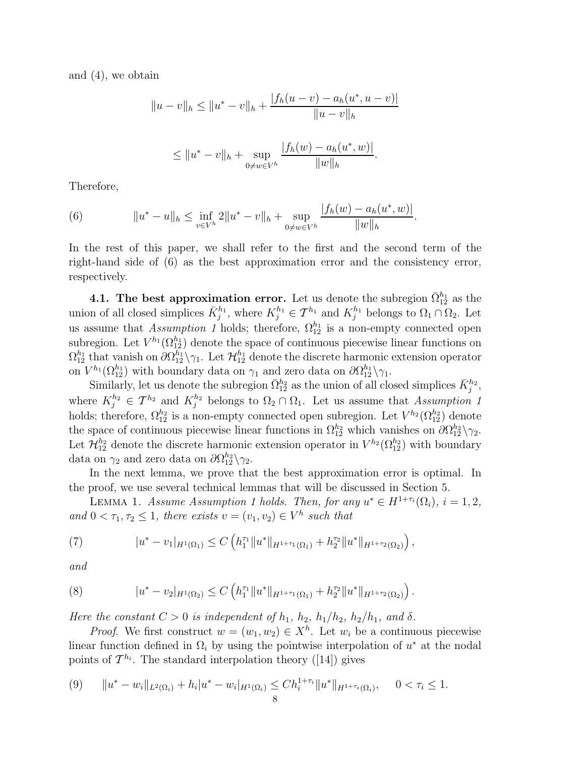and (4), we obtain

$$\|u-v\|_h \leq \|u^*-v\|_h + \frac{|f_h(u-v) - a_h(u^*, u-v)|}{\|u-v\|_h}$$

$$\leq \|u^*-v\|_h + \sup_{0\neq w\in V^h} \frac{|f_h(w) - a_h(u^*, w)|}{\|w\|_h}.$$

Therefore,

$$\|u^*-u\|_h \leq \inf_{v\in V^h} 2\|u^*-v\|_h + \sup_{0\neq w\in V^h} \frac{|f_h(w) - a_h(u^*, w)|}{\|w\|_h}. \tag{6}$$

In the rest of this paper, we shall refer to the first and the second term of the right-hand side of (6) as the best approximation error and the consistency error, respectively.

**4.1. The best approximation error.** Let us denote the subregion $\bar{\Omega}_{12}^{h_1}$ as the union of all closed simplices $\bar{K}_j^{h_1}$, where $K_j^{h_1} \in \mathcal{T}^{h_1}$ and $K_j^{h_1}$ belongs to $\Omega_1 \cap \Omega_2$. Let us assume that *Assumption 1* holds; therefore, $\Omega_{12}^{h_1}$ is a non-empty connected open subregion. Let $V^{h_1}(\Omega_{12}^{h_1})$ denote the space of continuous piecewise linear functions on $\Omega_{12}^{h_1}$ that vanish on $\partial\Omega_{12}^{h_1}\backslash\gamma_1$. Let $\mathcal{H}_{12}^{h_1}$ denote the discrete harmonic extension operator on $V^{h_1}(\Omega_{12}^{h_1})$ with boundary data on $\gamma_1$ and zero data on $\partial\Omega_{12}^{h_1}\backslash\gamma_1$.

Similarly, let us denote the subregion $\bar{\Omega}_{12}^{h_2}$ as the union of all closed simplices $\bar{K}_j^{h_2}$, where $K_j^{h_2} \in \mathcal{T}^{h_2}$ and $K_j^{h_2}$ belongs to $\Omega_2 \cap \Omega_1$. Let us assume that *Assumption 1* holds; therefore, $\Omega_{12}^{h_2}$ is a non-empty connected open subregion. Let $V^{h_2}(\Omega_{12}^{h_2})$ denote the space of continuous piecewise linear functions in $\Omega_{12}^{h_2}$ which vanishes on $\partial\Omega_{12}^{h_2}\backslash\gamma_2$. Let $\mathcal{H}_{12}^{h_2}$ denote the discrete harmonic extension operator in $V^{h_2}(\Omega_{12}^{h_2})$ with boundary data on $\gamma_2$ and zero data on $\partial\Omega_{12}^{h_2}\backslash\gamma_2$.

In the next lemma, we prove that the best approximation error is optimal. In the proof, we use several technical lemmas that will be discussed in Section 5.

LEMMA 1. *Assume Assumption 1 holds. Then, for any $u^* \in H^{1+\tau_i}(\Omega_i)$, $i = 1, 2$, and $0 < \tau_1, \tau_2 \leq 1$, there exists $v = (v_1, v_2) \in V^h$ such that*

$$|u^* - v_1|_{H^1(\Omega_1)} \leq C\left(h_1^{\tau_1}\|u^*\|_{H^{1+\tau_1}(\Omega_1)} + h_2^{\tau_2}\|u^*\|_{H^{1+\tau_2}(\Omega_2)}\right), \tag{7}$$

*and*

$$|u^* - v_2|_{H^1(\Omega_2)} \leq C\left(h_1^{\tau_1}\|u^*\|_{H^{1+\tau_1}(\Omega_1)} + h_2^{\tau_2}\|u^*\|_{H^{1+\tau_2}(\Omega_2)}\right). \tag{8}$$

*Here the constant $C > 0$ is independent of $h_1$, $h_2$, $h_1/h_2$, $h_2/h_1$, and $\delta$.*

*Proof.* We first construct $w = (w_1, w_2) \in X^h$. Let $w_i$ be a continuous piecewise linear function defined in $\Omega_i$ by using the pointwise interpolation of $u^*$ at the nodal points of $\mathcal{T}^{h_i}$. The standard interpolation theory ([14]) gives

$$\|u^* - w_i\|_{L^2(\Omega_i)} + h_i|u^* - w_i|_{H^1(\Omega_i)} \leq Ch_i^{1+\tau_i}\|u^*\|_{H^{1+\tau_i}(\Omega_i)}, \quad 0 < \tau_i \leq 1. \tag{9}$$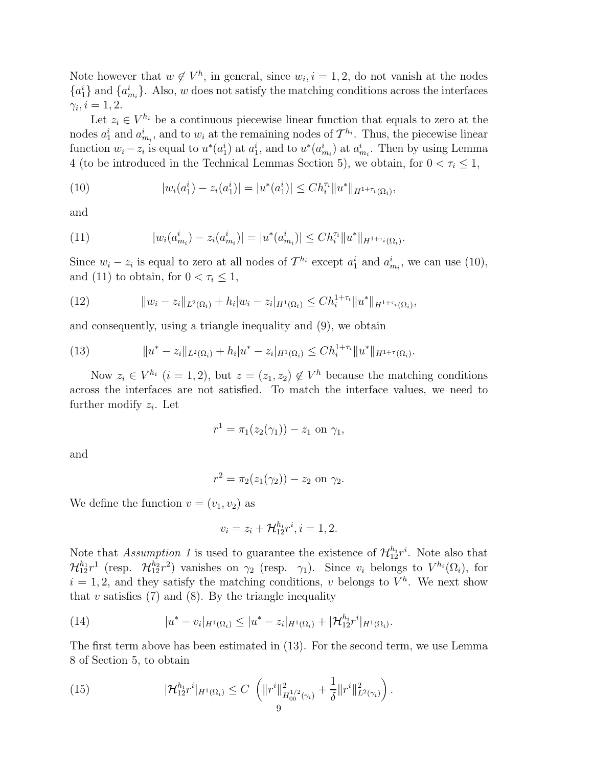Note however that $w \notin V^h$, in general, since $w_i, i = 1, 2$, do not vanish at the nodes $\{a_1^i\}$ and $\{a_{m_i}^i\}$. Also, $w$ does not satisfy the matching conditions across the interfaces $\gamma_i, i = 1, 2$.

Let $z_i \in V^{h_i}$ be a continuous piecewise linear function that equals to zero at the nodes $a_1^i$ and $a_{m_i}^i$, and to $w_i$ at the remaining nodes of $\mathcal{T}^{h_i}$. Thus, the piecewise linear function $w_i - z_i$ is equal to $u^*(a_1^i)$ at $a_1^i$, and to $u^*(a_{m_i}^i)$ at $a_{m_i}^i$. Then by using Lemma 4 (to be introduced in the Technical Lemmas Section 5), we obtain, for $0 < \tau_i \leq 1$,

$$|w_i(a_1^i) - z_i(a_1^i)| = |u^*(a_1^i)| \leq C h_i^{\tau_i} \|u^*\|_{H^{1+\tau_i}(\Omega_i)}, \tag{10}$$

and

$$|w_i(a_{m_i}^i) - z_i(a_{m_i}^i)| = |u^*(a_{m_i}^i)| \leq C h_i^{\tau_i} \|u^*\|_{H^{1+\tau_i}(\Omega_i)}. \tag{11}$$

Since $w_i - z_i$ is equal to zero at all nodes of $\mathcal{T}^{h_i}$ except $a_1^i$ and $a_{m_i}^i$, we can use (10), and (11) to obtain, for $0 < \tau_i \leq 1$,

$$\|w_i - z_i\|_{L^2(\Omega_i)} + h_i |w_i - z_i|_{H^1(\Omega_i)} \leq C h_i^{1+\tau_i} \|u^*\|_{H^{1+\tau_i}(\Omega_i)}, \tag{12}$$

and consequently, using a triangle inequality and (9), we obtain

$$\|u^* - z_i\|_{L^2(\Omega_i)} + h_i |u^* - z_i|_{H^1(\Omega_i)} \leq C h_i^{1+\tau_i} \|u^*\|_{H^{1+\tau}(\Omega_i)}. \tag{13}$$

Now $z_i \in V^{h_i}$ $(i = 1, 2)$, but $z = (z_1, z_2) \notin V^h$ because the matching conditions across the interfaces are not satisfied. To match the interface values, we need to further modify $z_i$. Let

$$r^1 = \pi_1(z_2(\gamma_1)) - z_1 \text{ on } \gamma_1,$$

and

$$r^2 = \pi_2(z_1(\gamma_2)) - z_2 \text{ on } \gamma_2.$$

We define the function $v = (v_1, v_2)$ as

$$v_i = z_i + \mathcal{H}_{12}^{h_i} r^i, i = 1, 2.$$

Note that *Assumption 1* is used to guarantee the existence of $\mathcal{H}_{12}^{h_i} r^i$. Note also that $\mathcal{H}_{12}^{h_1} r^1$ (resp. $\mathcal{H}_{12}^{h_2} r^2$) vanishes on $\gamma_2$ (resp. $\gamma_1$). Since $v_i$ belongs to $V^{h_i}(\Omega_i)$, for $i = 1, 2$, and they satisfy the matching conditions, $v$ belongs to $V^h$. We next show that $v$ satisfies (7) and (8). By the triangle inequality

$$|u^* - v_i|_{H^1(\Omega_i)} \leq |u^* - z_i|_{H^1(\Omega_i)} + |\mathcal{H}_{12}^{h_i} r^i|_{H^1(\Omega_i)}. \tag{14}$$

The first term above has been estimated in (13). For the second term, we use Lemma 8 of Section 5, to obtain

$$|\mathcal{H}_{12}^{h_i} r^i|_{H^1(\Omega_i)} \leq C \left( \|r^i\|^2_{H_{00}^{1/2}(\gamma_i)} + \frac{1}{\delta} \|r^i\|^2_{L^2(\gamma_i)} \right). \tag{15}$$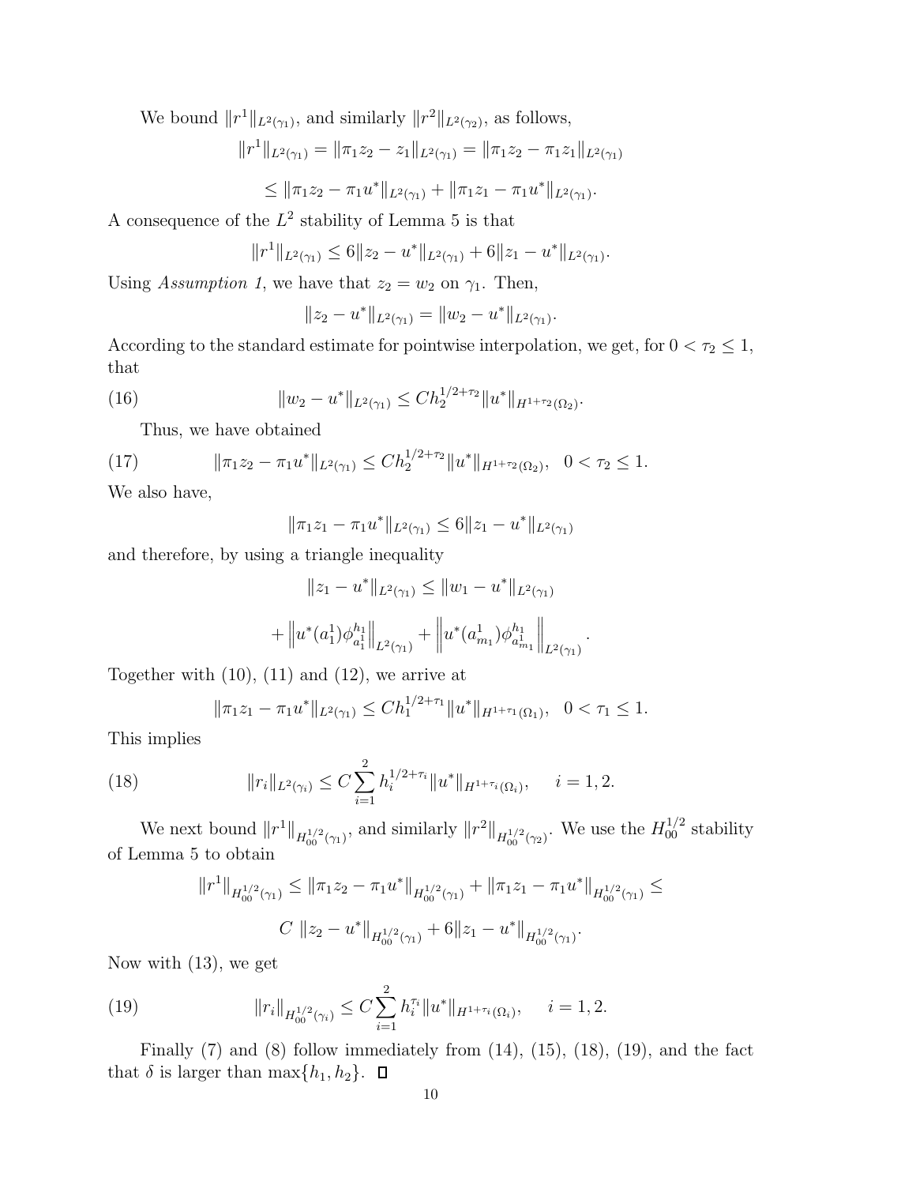We bound $\|r^1\|_{L^2(\gamma_1)}$, and similarly $\|r^2\|_{L^2(\gamma_2)}$, as follows,

$$\|r^1\|_{L^2(\gamma_1)} = \|\pi_1 z_2 - z_1\|_{L^2(\gamma_1)} = \|\pi_1 z_2 - \pi_1 z_1\|_{L^2(\gamma_1)}$$

$$\leq \|\pi_1 z_2 - \pi_1 u^*\|_{L^2(\gamma_1)} + \|\pi_1 z_1 - \pi_1 u^*\|_{L^2(\gamma_1)}.$$

A consequence of the $L^2$ stability of Lemma 5 is that

$$\|r^1\|_{L^2(\gamma_1)} \leq 6\|z_2 - u^*\|_{L^2(\gamma_1)} + 6\|z_1 - u^*\|_{L^2(\gamma_1)}.$$

Using *Assumption 1*, we have that $z_2 = w_2$ on $\gamma_1$. Then,

$$\|z_2 - u^*\|_{L^2(\gamma_1)} = \|w_2 - u^*\|_{L^2(\gamma_1)}.$$

According to the standard estimate for pointwise interpolation, we get, for $0 < \tau_2 \leq 1$, that

$$\|w_2 - u^*\|_{L^2(\gamma_1)} \leq C h_2^{1/2+\tau_2} \|u^*\|_{H^{1+\tau_2}(\Omega_2)}. \tag{16}$$

Thus, we have obtained

$$\|\pi_1 z_2 - \pi_1 u^*\|_{L^2(\gamma_1)} \leq C h_2^{1/2+\tau_2} \|u^*\|_{H^{1+\tau_2}(\Omega_2)}, \quad 0 < \tau_2 \leq 1. \tag{17}$$

We also have,

$$\|\pi_1 z_1 - \pi_1 u^*\|_{L^2(\gamma_1)} \leq 6\|z_1 - u^*\|_{L^2(\gamma_1)}$$

and therefore, by using a triangle inequality

$$\|z_1 - u^*\|_{L^2(\gamma_1)} \leq \|w_1 - u^*\|_{L^2(\gamma_1)}$$

$$+ \left\|u^*(a_1^1)\phi_{a_1^1}^{h_1}\right\|_{L^2(\gamma_1)} + \left\|u^*(a_{m_1}^1)\phi_{a_{m_1}^1}^{h_1}\right\|_{L^2(\gamma_1)}.$$

Together with (10), (11) and (12), we arrive at

$$\|\pi_1 z_1 - \pi_1 u^*\|_{L^2(\gamma_1)} \leq C h_1^{1/2+\tau_1} \|u^*\|_{H^{1+\tau_1}(\Omega_1)}, \quad 0 < \tau_1 \leq 1.$$

This implies

$$\|r_i\|_{L^2(\gamma_i)} \leq C \sum_{i=1}^{2} h_i^{1/2+\tau_i} \|u^*\|_{H^{1+\tau_i}(\Omega_i)}, \qquad i = 1, 2. \tag{18}$$

We next bound $\|r^1\|_{H_{00}^{1/2}(\gamma_1)}$, and similarly $\|r^2\|_{H_{00}^{1/2}(\gamma_2)}$. We use the $H_{00}^{1/2}$ stability of Lemma 5 to obtain

$$\|r^1\|_{H_{00}^{1/2}(\gamma_1)} \leq \|\pi_1 z_2 - \pi_1 u^*\|_{H_{00}^{1/2}(\gamma_1)} + \|\pi_1 z_1 - \pi_1 u^*\|_{H_{00}^{1/2}(\gamma_1)} \leq$$

$$C \;\|z_2 - u^*\|_{H_{00}^{1/2}(\gamma_1)} + 6\|z_1 - u^*\|_{H_{00}^{1/2}(\gamma_1)}.$$

Now with (13), we get

$$\|r_i\|_{H_{00}^{1/2}(\gamma_i)} \leq C \sum_{i=1}^{2} h_i^{\tau_i} \|u^*\|_{H^{1+\tau_i}(\Omega_i)}, \qquad i = 1, 2. \tag{19}$$

Finally (7) and (8) follow immediately from (14), (15), (18), (19), and the fact that $\delta$ is larger than $\max\{h_1, h_2\}$. ☐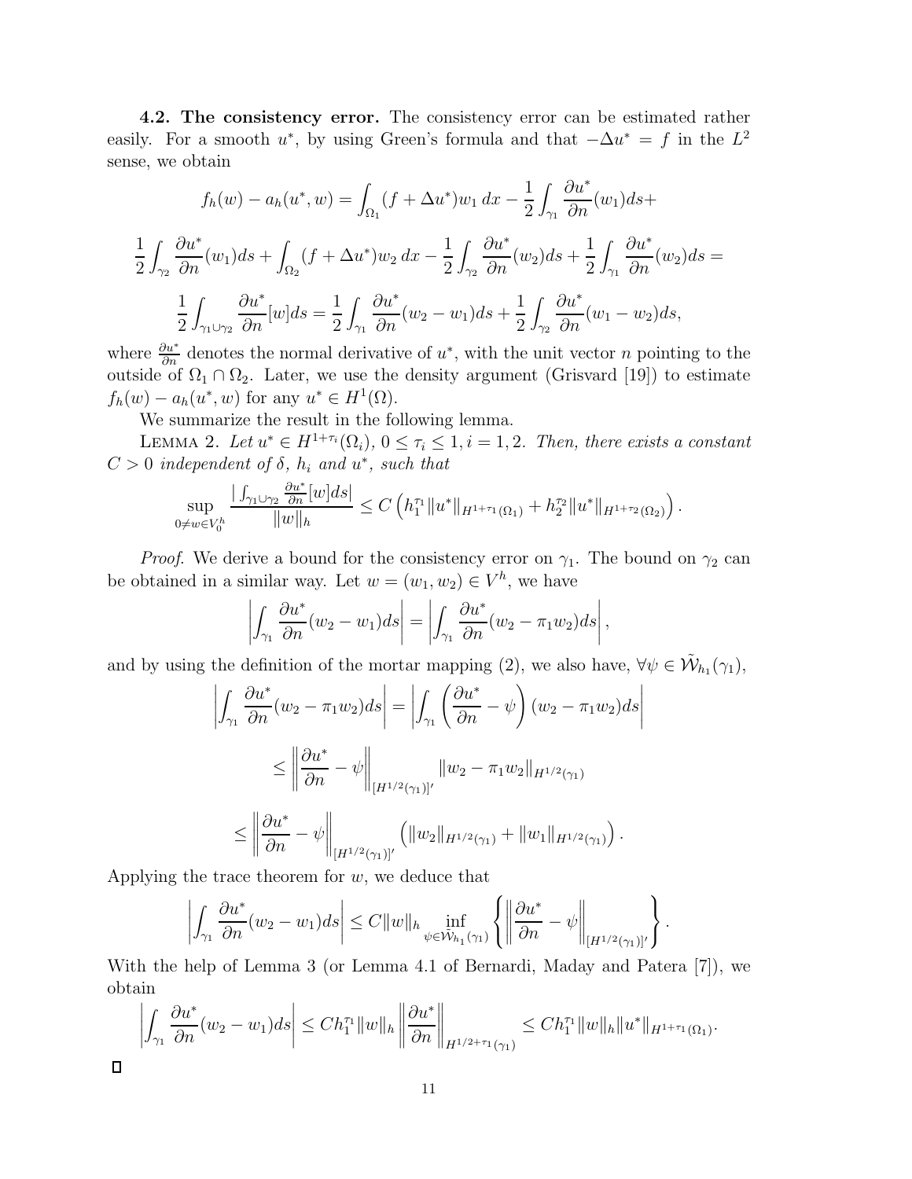**4.2. The consistency error.** The consistency error can be estimated rather easily. For a smooth $u^*$, by using Green's formula and that $-\Delta u^* = f$ in the $L^2$ sense, we obtain

$$f_h(w) - a_h(u^*, w) = \int_{\Omega_1} (f + \Delta u^*) w_1 \, dx - \frac{1}{2} \int_{\gamma_1} \frac{\partial u^*}{\partial n}(w_1) ds +$$

$$\frac{1}{2} \int_{\gamma_2} \frac{\partial u^*}{\partial n}(w_1) ds + \int_{\Omega_2} (f + \Delta u^*) w_2 \, dx - \frac{1}{2} \int_{\gamma_2} \frac{\partial u^*}{\partial n}(w_2) ds + \frac{1}{2} \int_{\gamma_1} \frac{\partial u^*}{\partial n}(w_2) ds =$$

$$\frac{1}{2} \int_{\gamma_1 \cup \gamma_2} \frac{\partial u^*}{\partial n}[w] ds = \frac{1}{2} \int_{\gamma_1} \frac{\partial u^*}{\partial n}(w_2 - w_1) ds + \frac{1}{2} \int_{\gamma_2} \frac{\partial u^*}{\partial n}(w_1 - w_2) ds,$$

where $\frac{\partial u^*}{\partial n}$ denotes the normal derivative of $u^*$, with the unit vector $n$ pointing to the outside of $\Omega_1 \cap \Omega_2$. Later, we use the density argument (Grisvard [19]) to estimate $f_h(w) - a_h(u^*, w)$ for any $u^* \in H^1(\Omega)$.

We summarize the result in the following lemma.

LEMMA 2. *Let $u^* \in H^{1+\tau_i}(\Omega_i)$, $0 \le \tau_i \le 1$, $i = 1, 2$. Then, there exists a constant $C > 0$ independent of $\delta$, $h_i$ and $u^*$, such that*

$$\sup_{0 \neq w \in V_0^h} \frac{\left| \int_{\gamma_1 \cup \gamma_2} \frac{\partial u^*}{\partial n}[w] ds \right|}{\|w\|_h} \le C \left( h_1^{\tau_1} \|u^*\|_{H^{1+\tau_1}(\Omega_1)} + h_2^{\tau_2} \|u^*\|_{H^{1+\tau_2}(\Omega_2)} \right).$$

*Proof.* We derive a bound for the consistency error on $\gamma_1$. The bound on $\gamma_2$ can be obtained in a similar way. Let $w = (w_1, w_2) \in V^h$, we have

$$\left| \int_{\gamma_1} \frac{\partial u^*}{\partial n}(w_2 - w_1) ds \right| = \left| \int_{\gamma_1} \frac{\partial u^*}{\partial n}(w_2 - \pi_1 w_2) ds \right|,$$

and by using the definition of the mortar mapping (2), we also have, $\forall \psi \in \tilde{\mathcal{W}}_{h_1}(\gamma_1)$,

$$\left| \int_{\gamma_1} \frac{\partial u^*}{\partial n}(w_2 - \pi_1 w_2) ds \right| = \left| \int_{\gamma_1} \left( \frac{\partial u^*}{\partial n} - \psi \right) (w_2 - \pi_1 w_2) ds \right|$$

$$\le \left\| \frac{\partial u^*}{\partial n} - \psi \right\|_{[H^{1/2}(\gamma_1)]'} \|w_2 - \pi_1 w_2\|_{H^{1/2}(\gamma_1)}$$

$$\le \left\| \frac{\partial u^*}{\partial n} - \psi \right\|_{[H^{1/2}(\gamma_1)]'} \left( \|w_2\|_{H^{1/2}(\gamma_1)} + \|w_1\|_{H^{1/2}(\gamma_1)} \right).$$

Applying the trace theorem for $w$, we deduce that

$$\left| \int_{\gamma_1} \frac{\partial u^*}{\partial n}(w_2 - w_1) ds \right| \le C \|w\|_h \inf_{\psi \in \tilde{\mathcal{W}}_{h_1}(\gamma_1)} \left\{ \left\| \frac{\partial u^*}{\partial n} - \psi \right\|_{[H^{1/2}(\gamma_1)]'} \right\}.$$

With the help of Lemma 3 (or Lemma 4.1 of Bernardi, Maday and Patera [7]), we obtain

$$\left| \int_{\gamma_1} \frac{\partial u^*}{\partial n}(w_2 - w_1) ds \right| \le C h_1^{\tau_1} \|w\|_h \left\| \frac{\partial u^*}{\partial n} \right\|_{H^{1/2+\tau_1}(\gamma_1)} \le C h_1^{\tau_1} \|w\|_h \|u^*\|_{H^{1+\tau_1}(\Omega_1)}.$$

□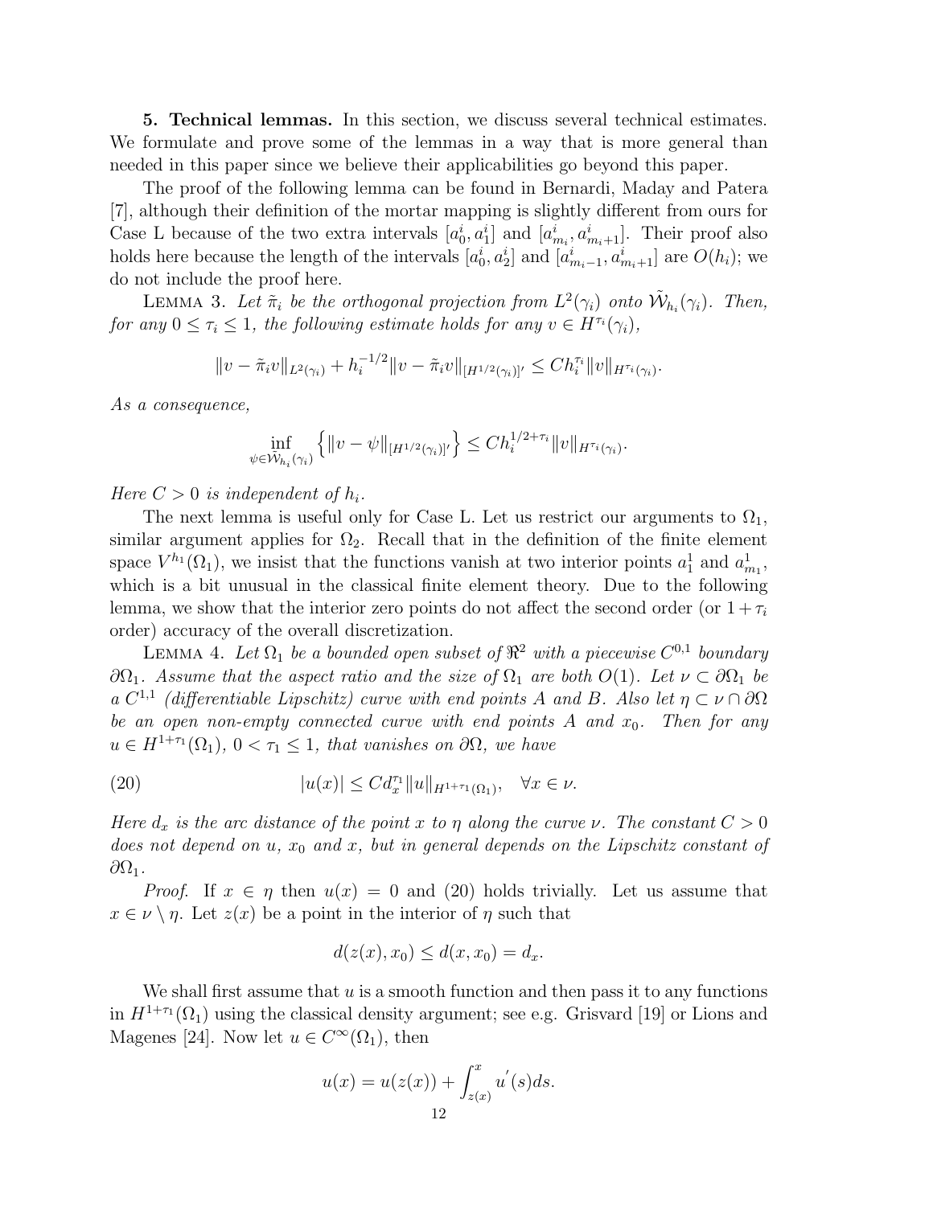**5. Technical lemmas.** In this section, we discuss several technical estimates. We formulate and prove some of the lemmas in a way that is more general than needed in this paper since we believe their applicabilities go beyond this paper.

The proof of the following lemma can be found in Bernardi, Maday and Patera [7], although their definition of the mortar mapping is slightly different from ours for Case L because of the two extra intervals $[a_0^i, a_1^i]$ and $[a_{m_i}^i, a_{m_i+1}^i]$. Their proof also holds here because the length of the intervals $[a_0^i, a_2^i]$ and $[a_{m_i-1}^i, a_{m_i+1}^i]$ are $O(h_i)$; we do not include the proof here.

LEMMA 3. *Let $\tilde{\pi}_i$ be the orthogonal projection from $L^2(\gamma_i)$ onto $\tilde{\mathcal{W}}_{h_i}(\gamma_i)$. Then, for any $0 \leq \tau_i \leq 1$, the following estimate holds for any $v \in H^{\tau_i}(\gamma_i)$,*

$$\|v - \tilde{\pi}_i v\|_{L^2(\gamma_i)} + h_i^{-1/2} \|v - \tilde{\pi}_i v\|_{[H^{1/2}(\gamma_i)]'} \leq C h_i^{\tau_i} \|v\|_{H^{\tau_i}(\gamma_i)}.$$

*As a consequence,*

$$\inf_{\psi \in \tilde{\mathcal{W}}_{h_i}(\gamma_i)} \left\{ \|v - \psi\|_{[H^{1/2}(\gamma_i)]'} \right\} \leq C h_i^{1/2+\tau_i} \|v\|_{H^{\tau_i}(\gamma_i)}.$$

*Here $C > 0$ is independent of $h_i$.*

The next lemma is useful only for Case L. Let us restrict our arguments to $\Omega_1$, similar argument applies for $\Omega_2$. Recall that in the definition of the finite element space $V^{h_1}(\Omega_1)$, we insist that the functions vanish at two interior points $a_1^1$ and $a_{m_1}^1$, which is a bit unusual in the classical finite element theory. Due to the following lemma, we show that the interior zero points do not affect the second order (or $1 + \tau_i$ order) accuracy of the overall discretization.

LEMMA 4. *Let $\Omega_1$ be a bounded open subset of $\Re^2$ with a piecewise $C^{0,1}$ boundary $\partial\Omega_1$. Assume that the aspect ratio and the size of $\Omega_1$ are both $O(1)$. Let $\nu \subset \partial\Omega_1$ be a $C^{1,1}$ (differentiable Lipschitz) curve with end points $A$ and $B$. Also let $\eta \subset \nu \cap \partial\Omega$ be an open non-empty connected curve with end points $A$ and $x_0$. Then for any $u \in H^{1+\tau_1}(\Omega_1)$, $0 < \tau_1 \leq 1$, that vanishes on $\partial\Omega$, we have*

$$|u(x)| \leq C d_x^{\tau_1} \|u\|_{H^{1+\tau_1}(\Omega_1)}, \quad \forall x \in \nu. \tag{20}$$

*Here $d_x$ is the arc distance of the point $x$ to $\eta$ along the curve $\nu$. The constant $C > 0$ does not depend on $u$, $x_0$ and $x$, but in general depends on the Lipschitz constant of $\partial\Omega_1$.*

*Proof.* If $x \in \eta$ then $u(x) = 0$ and (20) holds trivially. Let us assume that $x \in \nu \setminus \eta$. Let $z(x)$ be a point in the interior of $\eta$ such that

$$d(z(x), x_0) \leq d(x, x_0) = d_x.$$

We shall first assume that $u$ is a smooth function and then pass it to any functions in $H^{1+\tau_1}(\Omega_1)$ using the classical density argument; see e.g. Grisvard [19] or Lions and Magenes [24]. Now let $u \in C^\infty(\Omega_1)$, then

$$u(x) = u(z(x)) + \int_{z(x)}^{x} u'(s) ds.$$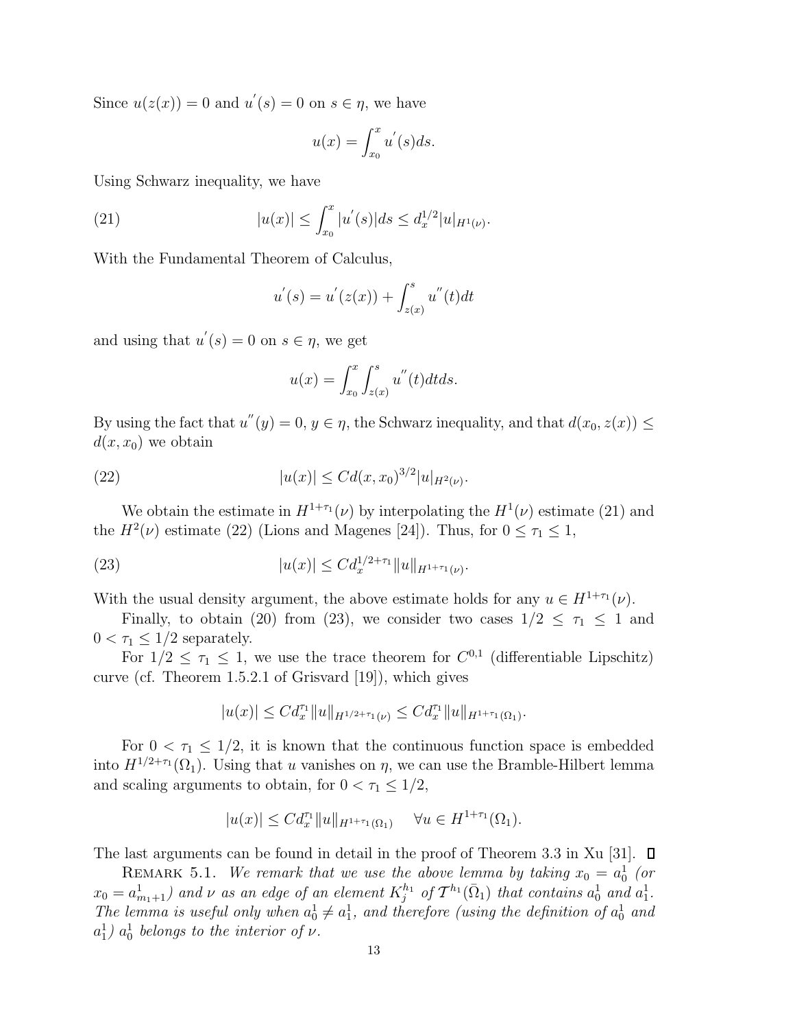Since $u(z(x)) = 0$ and $u^{'}(s) = 0$ on $s \in \eta$, we have

$$u(x) = \int_{x_0}^{x} u^{'}(s)ds.$$

Using Schwarz inequality, we have

$$|u(x)| \leq \int_{x_0}^{x} |u^{'}(s)|ds \leq d_x^{1/2}|u|_{H^1(\nu)}. \tag{21}$$

With the Fundamental Theorem of Calculus,

$$u^{'}(s) = u^{'}(z(x)) + \int_{z(x)}^{s} u^{''}(t)dt$$

and using that $u^{'}(s) = 0$ on $s \in \eta$, we get

$$u(x) = \int_{x_0}^{x}\int_{z(x)}^{s} u^{''}(t)dtds.$$

By using the fact that $u^{''}(y) = 0$, $y \in \eta$, the Schwarz inequality, and that $d(x_0, z(x)) \leq d(x, x_0)$ we obtain

$$|u(x)| \leq Cd(x, x_0)^{3/2}|u|_{H^2(\nu)}. \tag{22}$$

We obtain the estimate in $H^{1+\tau_1}(\nu)$ by interpolating the $H^1(\nu)$ estimate (21) and the $H^2(\nu)$ estimate (22) (Lions and Magenes [24]). Thus, for $0 \leq \tau_1 \leq 1$,

$$|u(x)| \leq Cd_x^{1/2+\tau_1}\|u\|_{H^{1+\tau_1}(\nu)}. \tag{23}$$

With the usual density argument, the above estimate holds for any $u \in H^{1+\tau_1}(\nu)$.

Finally, to obtain (20) from (23), we consider two cases $1/2 \leq \tau_1 \leq 1$ and $0 < \tau_1 \leq 1/2$ separately.

For $1/2 \leq \tau_1 \leq 1$, we use the trace theorem for $C^{0,1}$ (differentiable Lipschitz) curve (cf. Theorem 1.5.2.1 of Grisvard [19]), which gives

$$|u(x)| \leq Cd_x^{\tau_1}\|u\|_{H^{1/2+\tau_1}(\nu)} \leq Cd_x^{\tau_1}\|u\|_{H^{1+\tau_1}(\Omega_1)}.$$

For $0 < \tau_1 \leq 1/2$, it is known that the continuous function space is embedded into $H^{1/2+\tau_1}(\Omega_1)$. Using that $u$ vanishes on $\eta$, we can use the Bramble-Hilbert lemma and scaling arguments to obtain, for $0 < \tau_1 \leq 1/2$,

$$|u(x)| \leq Cd_x^{\tau_1}\|u\|_{H^{1+\tau_1}(\Omega_1)} \quad \forall u \in H^{1+\tau_1}(\Omega_1).$$

The last arguments can be found in detail in the proof of Theorem 3.3 in Xu [31]. ∎

Remark 5.1. *We remark that we use the above lemma by taking $x_0 = a_0^1$ (or $x_0 = a_{m_1+1}^1$) and $\nu$ as an edge of an element $K_j^{h_1}$ of $\mathcal{T}^{h_1}(\bar{\Omega}_1)$ that contains $a_0^1$ and $a_1^1$. The lemma is useful only when $a_0^1 \neq a_1^1$, and therefore (using the definition of $a_0^1$ and $a_1^1$) $a_0^1$ belongs to the interior of $\nu$.*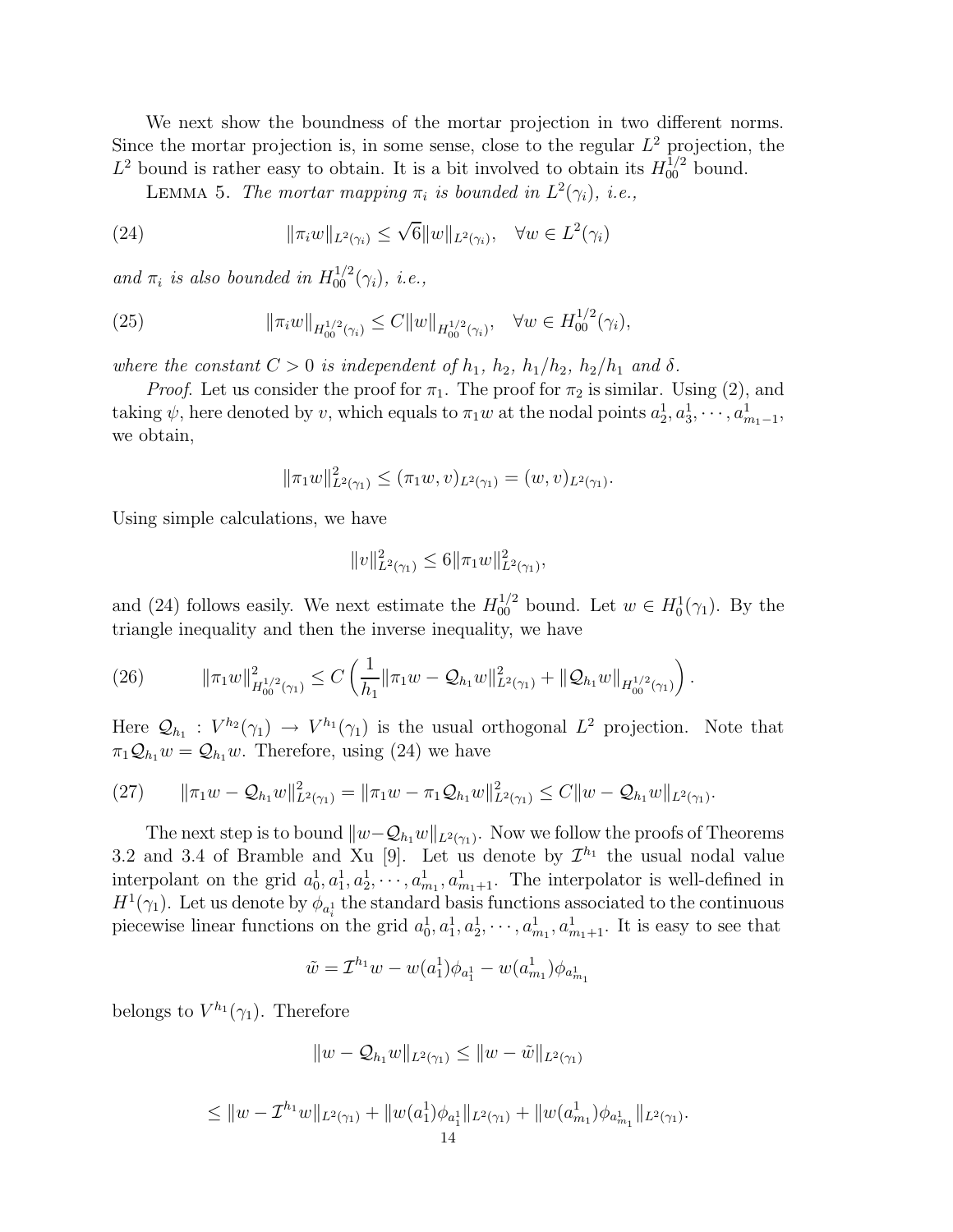We next show the boundness of the mortar projection in two different norms. Since the mortar projection is, in some sense, close to the regular $L^2$ projection, the $L^2$ bound is rather easy to obtain. It is a bit involved to obtain its $H_{00}^{1/2}$ bound.

LEMMA 5. *The mortar mapping $\pi_i$ is bounded in $L^2(\gamma_i)$, i.e.,*

$$\|\pi_i w\|_{L^2(\gamma_i)} \le \sqrt{6}\|w\|_{L^2(\gamma_i)}, \quad \forall w \in L^2(\gamma_i) \tag{24}$$

*and $\pi_i$ is also bounded in $H_{00}^{1/2}(\gamma_i)$, i.e.,*

$$\|\pi_i w\|_{H_{00}^{1/2}(\gamma_i)} \le C\|w\|_{H_{00}^{1/2}(\gamma_i)}, \quad \forall w \in H_{00}^{1/2}(\gamma_i), \tag{25}$$

*where the constant $C > 0$ is independent of $h_1$, $h_2$, $h_1/h_2$, $h_2/h_1$ and $\delta$.*

*Proof*. Let us consider the proof for $\pi_1$. The proof for $\pi_2$ is similar. Using (2), and taking $\psi$, here denoted by $v$, which equals to $\pi_1 w$ at the nodal points $a_2^1, a_3^1, \cdots, a_{m_1-1}^1$, we obtain,

$$\|\pi_1 w\|^2_{L^2(\gamma_1)} \le (\pi_1 w, v)_{L^2(\gamma_1)} = (w, v)_{L^2(\gamma_1)}.$$

Using simple calculations, we have

$$\|v\|^2_{L^2(\gamma_1)} \le 6\|\pi_1 w\|^2_{L^2(\gamma_1)},$$

and (24) follows easily. We next estimate the $H_{00}^{1/2}$ bound. Let $w \in H_0^1(\gamma_1)$. By the triangle inequality and then the inverse inequality, we have

$$\|\pi_1 w\|^2_{H_{00}^{1/2}(\gamma_1)} \le C\left(\frac{1}{h_1}\|\pi_1 w - \mathcal{Q}_{h_1} w\|^2_{L^2(\gamma_1)} + \|\mathcal{Q}_{h_1} w\|_{H_{00}^{1/2}(\gamma_1)}\right). \tag{26}$$

Here $\mathcal{Q}_{h_1} : V^{h_2}(\gamma_1) \to V^{h_1}(\gamma_1)$ is the usual orthogonal $L^2$ projection. Note that $\pi_1 \mathcal{Q}_{h_1} w = \mathcal{Q}_{h_1} w$. Therefore, using (24) we have

$$\|\pi_1 w - \mathcal{Q}_{h_1} w\|^2_{L^2(\gamma_1)} = \|\pi_1 w - \pi_1 \mathcal{Q}_{h_1} w\|^2_{L^2(\gamma_1)} \le C\|w - \mathcal{Q}_{h_1} w\|_{L^2(\gamma_1)}. \tag{27}$$

The next step is to bound $\|w - \mathcal{Q}_{h_1} w\|_{L^2(\gamma_1)}$. Now we follow the proofs of Theorems 3.2 and 3.4 of Bramble and Xu [9]. Let us denote by $\mathcal{I}^{h_1}$ the usual nodal value interpolant on the grid $a_0^1, a_1^1, a_2^1, \cdots, a_{m_1}^1, a_{m_1+1}^1$. The interpolator is well-defined in $H^1(\gamma_1)$. Let us denote by $\phi_{a_i^1}$ the standard basis functions associated to the continuous piecewise linear functions on the grid $a_0^1, a_1^1, a_2^1, \cdots, a_{m_1}^1, a_{m_1+1}^1$. It is easy to see that

$$\tilde{w} = \mathcal{I}^{h_1} w - w(a_1^1)\phi_{a_1^1} - w(a_{m_1}^1)\phi_{a_{m_1}^1}$$

belongs to $V^{h_1}(\gamma_1)$. Therefore

$$\|w - \mathcal{Q}_{h_1} w\|_{L^2(\gamma_1)} \le \|w - \tilde{w}\|_{L^2(\gamma_1)}$$

$$\le \|w - \mathcal{I}^{h_1} w\|_{L^2(\gamma_1)} + \|w(a_1^1)\phi_{a_1^1}\|_{L^2(\gamma_1)} + \|w(a_{m_1}^1)\phi_{a_{m_1}^1}\|_{L^2(\gamma_1)}.$$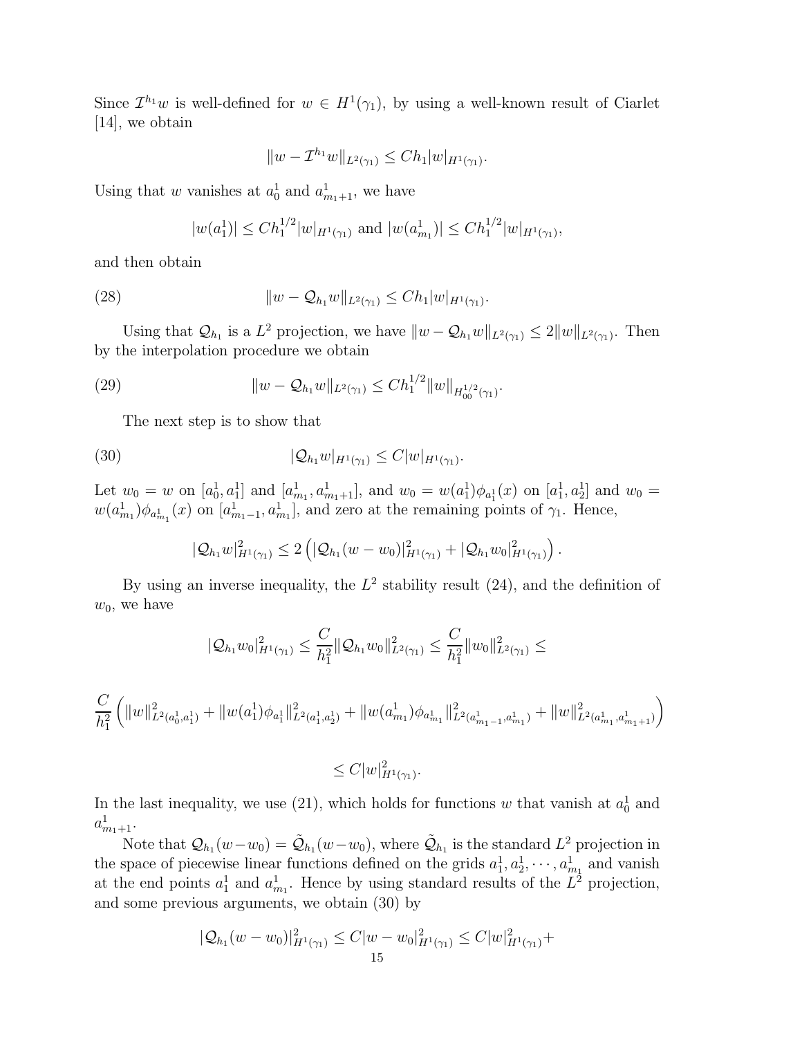Since $\mathcal{I}^{h_1} w$ is well-defined for $w \in H^1(\gamma_1)$, by using a well-known result of Ciarlet [14], we obtain

$$\|w - \mathcal{I}^{h_1} w\|_{L^2(\gamma_1)} \leq C h_1 |w|_{H^1(\gamma_1)}.$$

Using that $w$ vanishes at $a_0^1$ and $a_{m_1+1}^1$, we have

$$|w(a_1^1)| \leq C h_1^{1/2} |w|_{H^1(\gamma_1)} \text{ and } |w(a_{m_1}^1)| \leq C h_1^{1/2} |w|_{H^1(\gamma_1)},$$

and then obtain

$$\|w - \mathcal{Q}_{h_1} w\|_{L^2(\gamma_1)} \leq C h_1 |w|_{H^1(\gamma_1)}. \tag{28}$$

Using that $\mathcal{Q}_{h_1}$ is a $L^2$ projection, we have $\|w - \mathcal{Q}_{h_1} w\|_{L^2(\gamma_1)} \leq 2\|w\|_{L^2(\gamma_1)}$. Then by the interpolation procedure we obtain

$$\|w - \mathcal{Q}_{h_1} w\|_{L^2(\gamma_1)} \leq C h_1^{1/2} \|w\|_{H_{00}^{1/2}(\gamma_1)}. \tag{29}$$

The next step is to show that

$$|\mathcal{Q}_{h_1} w|_{H^1(\gamma_1)} \leq C |w|_{H^1(\gamma_1)}. \tag{30}$$

Let $w_0 = w$ on $[a_0^1, a_1^1]$ and $[a_{m_1}^1, a_{m_1+1}^1]$, and $w_0 = w(a_1^1)\phi_{a_1^1}(x)$ on $[a_1^1, a_2^1]$ and $w_0 = w(a_{m_1}^1)\phi_{a_{m_1}^1}(x)$ on $[a_{m_1-1}^1, a_{m_1}^1]$, and zero at the remaining points of $\gamma_1$. Hence,

$$|\mathcal{Q}_{h_1} w|_{H^1(\gamma_1)}^2 \leq 2\left(|\mathcal{Q}_{h_1}(w - w_0)|_{H^1(\gamma_1)}^2 + |\mathcal{Q}_{h_1} w_0|_{H^1(\gamma_1)}^2\right).$$

By using an inverse inequality, the $L^2$ stability result (24), and the definition of $w_0$, we have

$$|\mathcal{Q}_{h_1} w_0|_{H^1(\gamma_1)}^2 \leq \frac{C}{h_1^2} \|\mathcal{Q}_{h_1} w_0\|_{L^2(\gamma_1)}^2 \leq \frac{C}{h_1^2} \|w_0\|_{L^2(\gamma_1)}^2 \leq$$

$$\frac{C}{h_1^2}\left(\|w\|_{L^2(a_0^1, a_1^1)}^2 + \|w(a_1^1)\phi_{a_1^1}\|_{L^2(a_1^1, a_2^1)}^2 + \|w(a_{m_1}^1)\phi_{a_{m_1}^1}\|_{L^2(a_{m_1-1}^1, a_{m_1}^1)}^2 + \|w\|_{L^2(a_{m_1}^1, a_{m_1+1}^1)}^2\right)$$

$$\leq C |w|_{H^1(\gamma_1)}^2.$$

In the last inequality, we use (21), which holds for functions $w$ that vanish at $a_0^1$ and $a_{m_1+1}^1$.

Note that $\mathcal{Q}_{h_1}(w - w_0) = \tilde{\mathcal{Q}}_{h_1}(w - w_0)$, where $\tilde{\mathcal{Q}}_{h_1}$ is the standard $L^2$ projection in the space of piecewise linear functions defined on the grids $a_1^1, a_2^1, \cdots, a_{m_1}^1$ and vanish at the end points $a_1^1$ and $a_{m_1}^1$. Hence by using standard results of the $L^2$ projection, and some previous arguments, we obtain (30) by

$$|\mathcal{Q}_{h_1}(w - w_0)|_{H^1(\gamma_1)}^2 \leq C |w - w_0|_{H^1(\gamma_1)}^2 \leq C |w|_{H^1(\gamma_1)}^2 +$$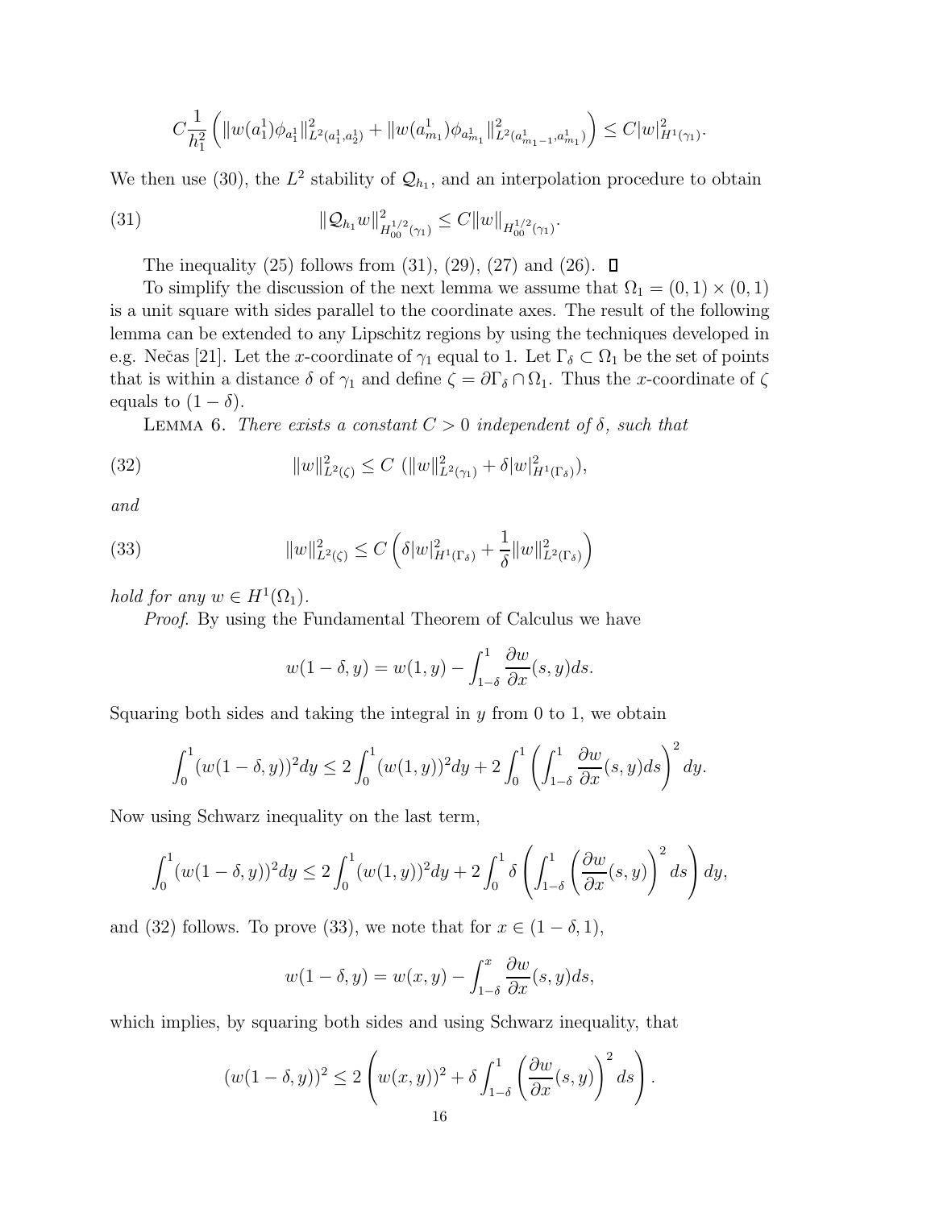$$C\frac{1}{h_1^2}\left(\|w(a_1^1)\phi_{a_1^1}\|^2_{L^2(a_1^1,a_2^1)} + \|w(a_{m_1}^1)\phi_{a_{m_1}^1}\|^2_{L^2(a_{m_1-1}^1,a_{m_1}^1)}\right) \le C|w|^2_{H^1(\gamma_1)}.$$

We then use (30), the $L^2$ stability of $\mathcal{Q}_{h_1}$, and an interpolation procedure to obtain

$$\|\mathcal{Q}_{h_1}w\|^2_{H_{00}^{1/2}(\gamma_1)} \le C\|w\|_{H_{00}^{1/2}(\gamma_1)}. \tag{31}$$

The inequality (25) follows from (31), (29), (27) and (26). ☐

To simplify the discussion of the next lemma we assume that $\Omega_1 = (0,1)\times(0,1)$ is a unit square with sides parallel to the coordinate axes. The result of the following lemma can be extended to any Lipschitz regions by using the techniques developed in e.g. Nečas [21]. Let the $x$-coordinate of $\gamma_1$ equal to 1. Let $\Gamma_\delta \subset \Omega_1$ be the set of points that is within a distance $\delta$ of $\gamma_1$ and define $\zeta = \partial\Gamma_\delta \cap \Omega_1$. Thus the $x$-coordinate of $\zeta$ equals to $(1-\delta)$.

Lemma 6. *There exists a constant $C > 0$ independent of $\delta$, such that*

$$\|w\|^2_{L^2(\zeta)} \le C\ (\|w\|^2_{L^2(\gamma_1)} + \delta|w|^2_{H^1(\Gamma_\delta)}), \tag{32}$$

*and*

$$\|w\|^2_{L^2(\zeta)} \le C\left(\delta|w|^2_{H^1(\Gamma_\delta)} + \frac{1}{\delta}\|w\|^2_{L^2(\Gamma_\delta)}\right) \tag{33}$$

*hold for any $w \in H^1(\Omega_1)$.*

*Proof*. By using the Fundamental Theorem of Calculus we have

$$w(1-\delta, y) = w(1,y) - \int_{1-\delta}^1 \frac{\partial w}{\partial x}(s,y)ds.$$

Squaring both sides and taking the integral in $y$ from 0 to 1, we obtain

$$\int_0^1 (w(1-\delta,y))^2 dy \le 2\int_0^1 (w(1,y))^2 dy + 2\int_0^1 \left(\int_{1-\delta}^1 \frac{\partial w}{\partial x}(s,y)ds\right)^2 dy.$$

Now using Schwarz inequality on the last term,

$$\int_0^1 (w(1-\delta,y))^2 dy \le 2\int_0^1 (w(1,y))^2 dy + 2\int_0^1 \delta\left(\int_{1-\delta}^1 \left(\frac{\partial w}{\partial x}(s,y)\right)^2 ds\right) dy,$$

and (32) follows. To prove (33), we note that for $x \in (1-\delta, 1)$,

$$w(1-\delta,y) = w(x,y) - \int_{1-\delta}^x \frac{\partial w}{\partial x}(s,y)ds,$$

which implies, by squaring both sides and using Schwarz inequality, that

$$(w(1-\delta,y))^2 \le 2\left(w(x,y))^2 + \delta\int_{1-\delta}^1 \left(\frac{\partial w}{\partial x}(s,y)\right)^2 ds\right).$$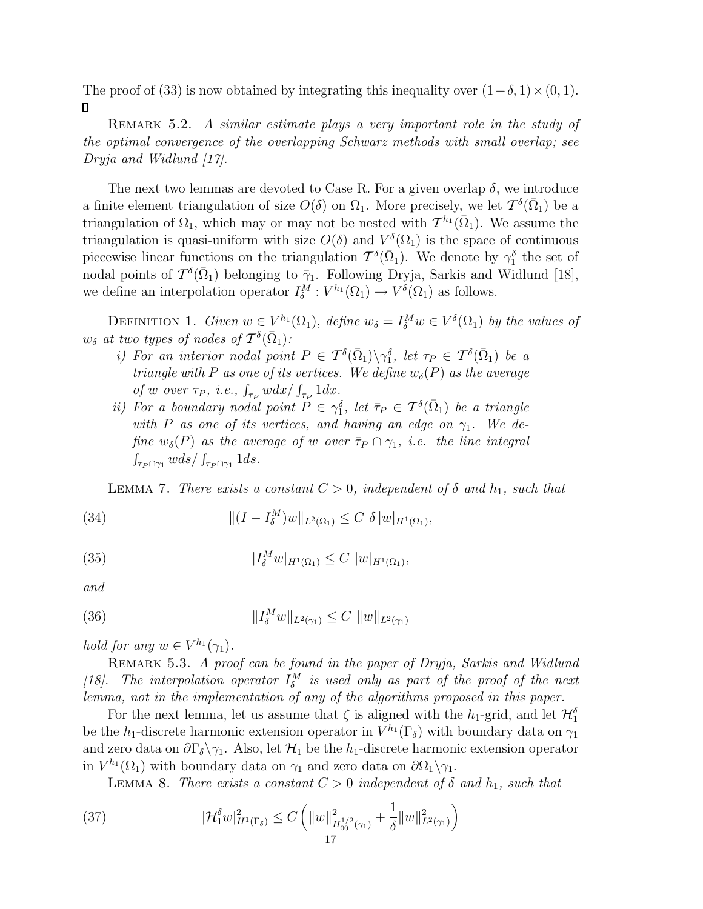The proof of (33) is now obtained by integrating this inequality over $(1-\delta, 1) \times (0,1)$. ☐

Remark 5.2. *A similar estimate plays a very important role in the study of the optimal convergence of the overlapping Schwarz methods with small overlap; see Dryja and Widlund [17].*

The next two lemmas are devoted to Case R. For a given overlap $\delta$, we introduce a finite element triangulation of size $O(\delta)$ on $\Omega_1$. More precisely, we let $\mathcal{T}^{\delta}(\bar{\Omega}_1)$ be a triangulation of $\Omega_1$, which may or may not be nested with $\mathcal{T}^{h_1}(\bar{\Omega}_1)$. We assume the triangulation is quasi-uniform with size $O(\delta)$ and $V^{\delta}(\Omega_1)$ is the space of continuous piecewise linear functions on the triangulation $\mathcal{T}^{\delta}(\bar{\Omega}_1)$. We denote by $\gamma_1^{\delta}$ the set of nodal points of $\mathcal{T}^{\delta}(\bar{\Omega}_1)$ belonging to $\bar{\gamma}_1$. Following Dryja, Sarkis and Widlund [18], we define an interpolation operator $I_{\delta}^{M} : V^{h_1}(\Omega_1) \to V^{\delta}(\Omega_1)$ as follows.

Definition 1. *Given $w \in V^{h_1}(\Omega_1)$, define $w_\delta = I_{\delta}^{M} w \in V^{\delta}(\Omega_1)$ by the values of $w_\delta$ at two types of nodes of $\mathcal{T}^{\delta}(\bar{\Omega}_1)$:*

- *i) For an interior nodal point $P \in \mathcal{T}^{\delta}(\bar{\Omega}_1) \backslash \gamma_1^{\delta}$, let $\tau_P \in \mathcal{T}^{\delta}(\bar{\Omega}_1)$ be a triangle with $P$ as one of its vertices. We define $w_\delta(P)$ as the average of $w$ over $\tau_P$, i.e., $\int_{\tau_P} w dx / \int_{\tau_P} 1 dx$.*
- *ii) For a boundary nodal point $P \in \gamma_1^{\delta}$, let $\bar{\tau}_P \in \mathcal{T}^{\delta}(\bar{\Omega}_1)$ be a triangle with $P$ as one of its vertices, and having an edge on $\gamma_1$. We define $w_\delta(P)$ as the average of $w$ over $\bar{\tau}_P \cap \gamma_1$, i.e. the line integral $\int_{\bar{\tau}_P \cap \gamma_1} w ds / \int_{\bar{\tau}_P \cap \gamma_1} 1 ds$.*

Lemma 7. *There exists a constant $C > 0$, independent of $\delta$ and $h_1$, such that*

$$\|(I - I_{\delta}^{M}) w\|_{L^2(\Omega_1)} \leq C \; \delta \, |w|_{H^1(\Omega_1)}, \tag{34}$$

$$|I_{\delta}^{M} w|_{H^1(\Omega_1)} \leq C \; |w|_{H^1(\Omega_1)}, \tag{35}$$

*and*

$$\|I_{\delta}^{M} w\|_{L^2(\gamma_1)} \leq C \; \|w\|_{L^2(\gamma_1)} \tag{36}$$

*hold for any $w \in V^{h_1}(\gamma_1)$.*

Remark 5.3. *A proof can be found in the paper of Dryja, Sarkis and Widlund [18]. The interpolation operator $I_{\delta}^{M}$ is used only as part of the proof of the next lemma, not in the implementation of any of the algorithms proposed in this paper.*

For the next lemma, let us assume that $\zeta$ is aligned with the $h_1$-grid, and let $\mathcal{H}_1^{\delta}$ be the $h_1$-discrete harmonic extension operator in $V^{h_1}(\Gamma_\delta)$ with boundary data on $\gamma_1$ and zero data on $\partial \Gamma_\delta \backslash \gamma_1$. Also, let $\mathcal{H}_1$ be the $h_1$-discrete harmonic extension operator in $V^{h_1}(\Omega_1)$ with boundary data on $\gamma_1$ and zero data on $\partial \Omega_1 \backslash \gamma_1$.

Lemma 8. *There exists a constant $C > 0$ independent of $\delta$ and $h_1$, such that*

$$|\mathcal{H}_1^{\delta} w|^2_{H^1(\Gamma_\delta)} \leq C \left( \|w\|^2_{H_{00}^{1/2}(\gamma_1)} + \frac{1}{\delta} \|w\|^2_{L^2(\gamma_1)} \right) \tag{37}$$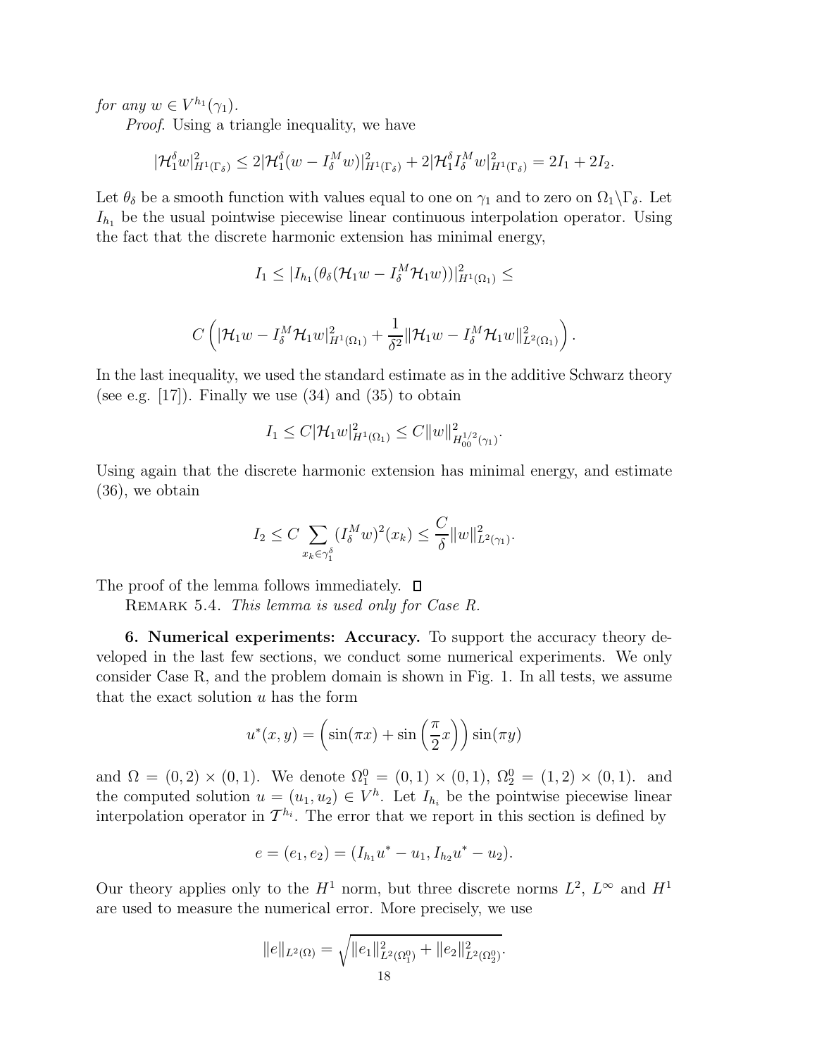*for any* $w \in V^{h_1}(\gamma_1)$.

*Proof.* Using a triangle inequality, we have

$$|\mathcal{H}_1^\delta w|_{H^1(\Gamma_\delta)}^2 \leq 2|\mathcal{H}_1^\delta(w - I_\delta^M w)|_{H^1(\Gamma_\delta)}^2 + 2|\mathcal{H}_1^\delta I_\delta^M w|_{H^1(\Gamma_\delta)}^2 = 2I_1 + 2I_2.$$

Let $\theta_\delta$ be a smooth function with values equal to one on $\gamma_1$ and to zero on $\Omega_1 \backslash \Gamma_\delta$. Let $I_{h_1}$ be the usual pointwise piecewise linear continuous interpolation operator. Using the fact that the discrete harmonic extension has minimal energy,

$$I_1 \leq |I_{h_1}(\theta_\delta(\mathcal{H}_1 w - I_\delta^M \mathcal{H}_1 w))|_{H^1(\Omega_1)}^2 \leq$$

$$C\left(|\mathcal{H}_1 w - I_\delta^M \mathcal{H}_1 w|_{H^1(\Omega_1)}^2 + \frac{1}{\delta^2}\|\mathcal{H}_1 w - I_\delta^M \mathcal{H}_1 w\|_{L^2(\Omega_1)}^2\right).$$

In the last inequality, we used the standard estimate as in the additive Schwarz theory (see e.g. [17]). Finally we use (34) and (35) to obtain

$$I_1 \leq C|\mathcal{H}_1 w|_{H^1(\Omega_1)}^2 \leq C\|w\|_{H_{00}^{1/2}(\gamma_1)}^2.$$

Using again that the discrete harmonic extension has minimal energy, and estimate (36), we obtain

$$I_2 \leq C \sum_{x_k \in \gamma_1^\delta} (I_\delta^M w)^2(x_k) \leq \frac{C}{\delta}\|w\|_{L^2(\gamma_1)}^2.$$

The proof of the lemma follows immediately. ◻

Remark 5.4. *This lemma is used only for Case R.*

**6. Numerical experiments: Accuracy.** To support the accuracy theory developed in the last few sections, we conduct some numerical experiments. We only consider Case R, and the problem domain is shown in Fig. 1. In all tests, we assume that the exact solution $u$ has the form

$$u^*(x,y) = \left(\sin(\pi x) + \sin\left(\frac{\pi}{2}x\right)\right)\sin(\pi y)$$

and $\Omega = (0,2) \times (0,1)$. We denote $\Omega_1^0 = (0,1) \times (0,1)$, $\Omega_2^0 = (1,2) \times (0,1)$. and the computed solution $u = (u_1, u_2) \in V^h$. Let $I_{h_i}$ be the pointwise piecewise linear interpolation operator in $\mathcal{T}^{h_i}$. The error that we report in this section is defined by

$$e = (e_1, e_2) = (I_{h_1} u^* - u_1, I_{h_2} u^* - u_2).$$

Our theory applies only to the $H^1$ norm, but three discrete norms $L^2$, $L^\infty$ and $H^1$ are used to measure the numerical error. More precisely, we use

$$\|e\|_{L^2(\Omega)} = \sqrt{\|e_1\|_{L^2(\Omega_1^0)}^2 + \|e_2\|_{L^2(\Omega_2^0)}^2}.$$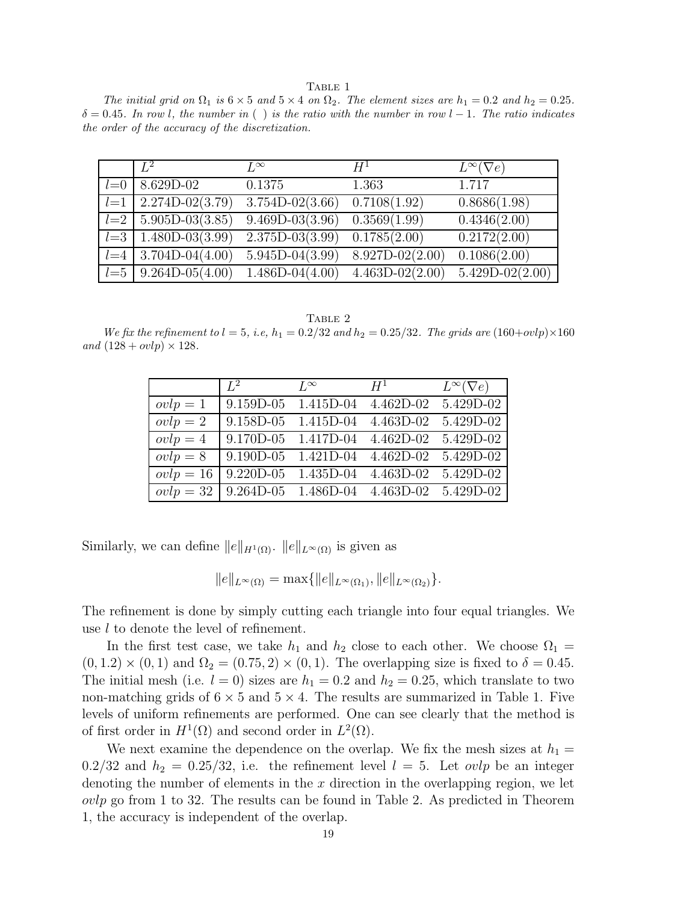TABLE 1

*The initial grid on $\Omega_1$ is $6 \times 5$ and $5 \times 4$ on $\Omega_2$. The element sizes are $h_1 = 0.2$ and $h_2 = 0.25$. $\delta = 0.45$. In row $l$, the number in ( ) is the ratio with the number in row $l-1$. The ratio indicates the order of the accuracy of the discretization.*

| | $L^2$ | $L^\infty$ | $H^1$ | $L^\infty(\nabla e)$ |
|---|---|---|---|---|
| $l$=0 | 8.629D-02 | 0.1375 | 1.363 | 1.717 |
| $l$=1 | 2.274D-02(3.79) | 3.754D-02(3.66) | 0.7108(1.92) | 0.8686(1.98) |
| $l$=2 | 5.905D-03(3.85) | 9.469D-03(3.96) | 0.3569(1.99) | 0.4346(2.00) |
| $l$=3 | 1.480D-03(3.99) | 2.375D-03(3.99) | 0.1785(2.00) | 0.2172(2.00) |
| $l$=4 | 3.704D-04(4.00) | 5.945D-04(3.99) | 8.927D-02(2.00) | 0.1086(2.00) |
| $l$=5 | 9.264D-05(4.00) | 1.486D-04(4.00) | 4.463D-02(2.00) | 5.429D-02(2.00) |

TABLE 2

*We fix the refinement to $l = 5$, i.e, $h_1 = 0.2/32$ and $h_2 = 0.25/32$. The grids are $(160+ovlp) \times 160$ and $(128 + ovlp) \times 128$.*

| | $L^2$ | $L^\infty$ | $H^1$ | $L^\infty(\nabla e)$ |
|---|---|---|---|---|
| $ovlp = 1$ | 9.159D-05 | 1.415D-04 | 4.462D-02 | 5.429D-02 |
| $ovlp = 2$ | 9.158D-05 | 1.415D-04 | 4.463D-02 | 5.429D-02 |
| $ovlp = 4$ | 9.170D-05 | 1.417D-04 | 4.462D-02 | 5.429D-02 |
| $ovlp = 8$ | 9.190D-05 | 1.421D-04 | 4.462D-02 | 5.429D-02 |
| $ovlp = 16$ | 9.220D-05 | 1.435D-04 | 4.463D-02 | 5.429D-02 |
| $ovlp = 32$ | 9.264D-05 | 1.486D-04 | 4.463D-02 | 5.429D-02 |

Similarly, we can define $\|e\|_{H^1(\Omega)}$. $\|e\|_{L^\infty(\Omega)}$ is given as

$$\|e\|_{L^\infty(\Omega)} = \max\{\|e\|_{L^\infty(\Omega_1)}, \|e\|_{L^\infty(\Omega_2)}\}.$$

The refinement is done by simply cutting each triangle into four equal triangles. We use $l$ to denote the level of refinement.

In the first test case, we take $h_1$ and $h_2$ close to each other. We choose $\Omega_1 = (0, 1.2) \times (0, 1)$ and $\Omega_2 = (0.75, 2) \times (0, 1)$. The overlapping size is fixed to $\delta = 0.45$. The initial mesh (i.e. $l = 0$) sizes are $h_1 = 0.2$ and $h_2 = 0.25$, which translate to two non-matching grids of $6 \times 5$ and $5 \times 4$. The results are summarized in Table 1. Five levels of uniform refinements are performed. One can see clearly that the method is of first order in $H^1(\Omega)$ and second order in $L^2(\Omega)$.

We next examine the dependence on the overlap. We fix the mesh sizes at $h_1 = 0.2/32$ and $h_2 = 0.25/32$, i.e. the refinement level $l = 5$. Let *ovlp* be an integer denoting the number of elements in the $x$ direction in the overlapping region, we let *ovlp* go from 1 to 32. The results can be found in Table 2. As predicted in Theorem 1, the accuracy is independent of the overlap.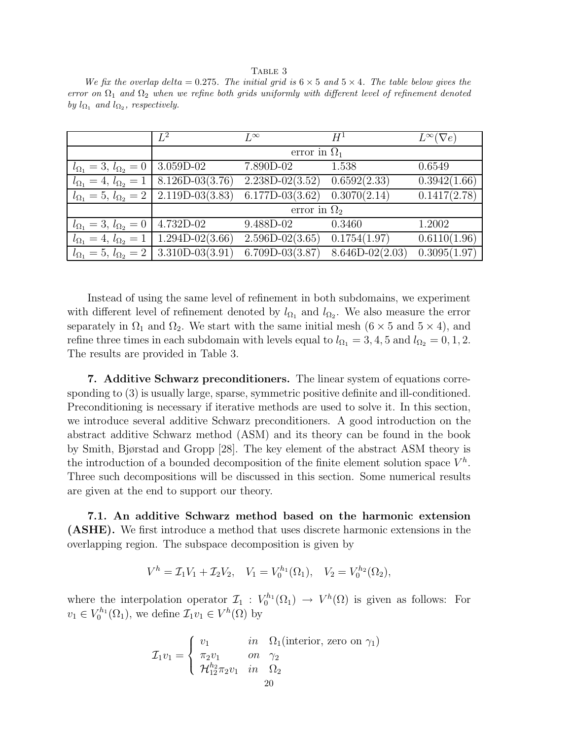TABLE 3

*We fix the overlap delta = 0.275. The initial grid is $6 \times 5$ and $5 \times 4$. The table below gives the error on $\Omega_1$ and $\Omega_2$ when we refine both grids uniformly with different level of refinement denoted by $l_{\Omega_1}$ and $l_{\Omega_2}$, respectively.*

| | $L^2$ | $L^\infty$ | $H^1$ | $L^\infty(\nabla e)$ |
|---|---|---|---|---|
| | error in $\Omega_1$ | | | |
| $l_{\Omega_1} = 3$, $l_{\Omega_2} = 0$ | 3.059D-02 | 7.890D-02 | 1.538 | 0.6549 |
| $l_{\Omega_1} = 4$, $l_{\Omega_2} = 1$ | 8.126D-03(3.76) | 2.238D-02(3.52) | 0.6592(2.33) | 0.3942(1.66) |
| $l_{\Omega_1} = 5$, $l_{\Omega_2} = 2$ | 2.119D-03(3.83) | 6.177D-03(3.62) | 0.3070(2.14) | 0.1417(2.78) |
| | error in $\Omega_2$ | | | |
| $l_{\Omega_1} = 3$, $l_{\Omega_2} = 0$ | 4.732D-02 | 9.488D-02 | 0.3460 | 1.2002 |
| $l_{\Omega_1} = 4$, $l_{\Omega_2} = 1$ | 1.294D-02(3.66) | 2.596D-02(3.65) | 0.1754(1.97) | 0.6110(1.96) |
| $l_{\Omega_1} = 5$, $l_{\Omega_2} = 2$ | 3.310D-03(3.91) | 6.709D-03(3.87) | 8.646D-02(2.03) | 0.3095(1.97) |

Instead of using the same level of refinement in both subdomains, we experiment with different level of refinement denoted by $l_{\Omega_1}$ and $l_{\Omega_2}$. We also measure the error separately in $\Omega_1$ and $\Omega_2$. We start with the same initial mesh ($6 \times 5$ and $5 \times 4$), and refine three times in each subdomain with levels equal to $l_{\Omega_1} = 3, 4, 5$ and $l_{\Omega_2} = 0, 1, 2$. The results are provided in Table 3.

## 7. Additive Schwarz preconditioners.

The linear system of equations corresponding to (3) is usually large, sparse, symmetric positive definite and ill-conditioned. Preconditioning is necessary if iterative methods are used to solve it. In this section, we introduce several additive Schwarz preconditioners. A good introduction on the abstract additive Schwarz method (ASM) and its theory can be found in the book by Smith, Bjørstad and Gropp [28]. The key element of the abstract ASM theory is the introduction of a bounded decomposition of the finite element solution space $V^h$. Three such decompositions will be discussed in this section. Some numerical results are given at the end to support our theory.

### 7.1. An additive Schwarz method based on the harmonic extension (ASHE).

We first introduce a method that uses discrete harmonic extensions in the overlapping region. The subspace decomposition is given by

$$V^h = \mathcal{I}_1 V_1 + \mathcal{I}_2 V_2, \quad V_1 = V_0^{h_1}(\Omega_1), \quad V_2 = V_0^{h_2}(\Omega_2),$$

where the interpolation operator $\mathcal{I}_1 : V_0^{h_1}(\Omega_1) \to V^h(\Omega)$ is given as follows: For $v_1 \in V_0^{h_1}(\Omega_1)$, we define $\mathcal{I}_1 v_1 \in V^h(\Omega)$ by

$$\mathcal{I}_1 v_1 = \begin{cases} v_1 & in \quad \Omega_1(\text{interior, zero on } \gamma_1) \\ \pi_2 v_1 & on \quad \gamma_2 \\ \mathcal{H}_{12}^{h_2} \pi_2 v_1 & in \quad \Omega_2 \end{cases}$$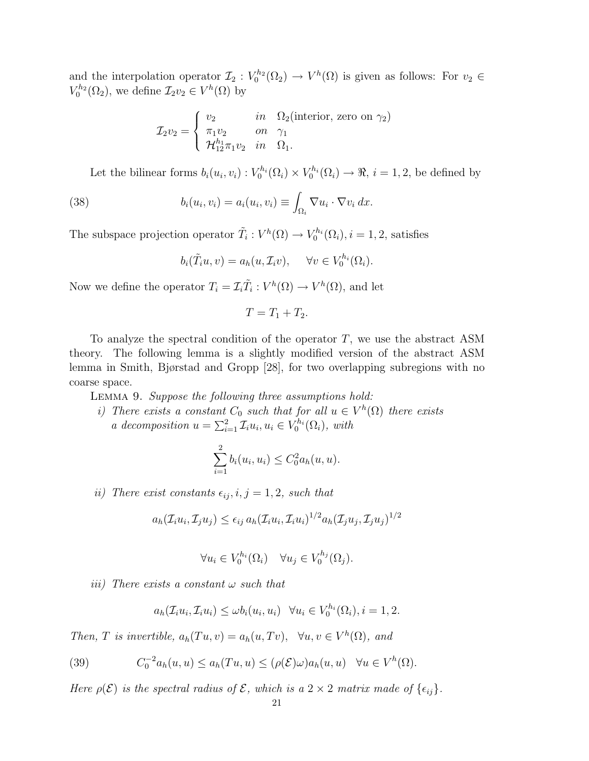and the interpolation operator $\mathcal{I}_2 : V_0^{h_2}(\Omega_2) \to V^h(\Omega)$ is given as follows: For $v_2 \in V_0^{h_2}(\Omega_2)$, we define $\mathcal{I}_2 v_2 \in V^h(\Omega)$ by

$$
\mathcal{I}_2 v_2 = \begin{cases} v_2 & in \quad \Omega_2 (\text{interior, zero on } \gamma_2) \\ \pi_1 v_2 & on \quad \gamma_1 \\ \mathcal{H}_{12}^{h_1} \pi_1 v_2 & in \quad \Omega_1. \end{cases}
$$

Let the bilinear forms $b_i(u_i, v_i) : V_0^{h_i}(\Omega_i) \times V_0^{h_i}(\Omega_i) \to \Re$, $i = 1, 2$, be defined by

$$
b_i(u_i, v_i) = a_i(u_i, v_i) \equiv \int_{\Omega_i} \nabla u_i \cdot \nabla v_i \, dx. \tag{38}
$$

The subspace projection operator $\tilde{T}_i : V^h(\Omega) \to V_0^{h_i}(\Omega_i)$, $i = 1, 2$, satisfies

$$
b_i(\tilde{T}_i u, v) = a_h(u, \mathcal{I}_i v), \qquad \forall v \in V_0^{h_i}(\Omega_i).
$$

Now we define the operator $T_i = \mathcal{I}_i \tilde{T}_i : V^h(\Omega) \to V^h(\Omega)$, and let

$$
T = T_1 + T_2.
$$

To analyze the spectral condition of the operator $T$, we use the abstract ASM theory. The following lemma is a slightly modified version of the abstract ASM lemma in Smith, Bjørstad and Gropp [28], for two overlapping subregions with no coarse space.

Lemma 9. *Suppose the following three assumptions hold:*

*i) There exists a constant $C_0$ such that for all $u \in V^h(\Omega)$ there exists a decomposition $u = \sum_{i=1}^{2} \mathcal{I}_i u_i$, $u_i \in V_0^{h_i}(\Omega_i)$, with*

$$
\sum_{i=1}^{2} b_i(u_i, u_i) \le C_0^2 a_h(u, u).
$$

*ii) There exist constants $\epsilon_{ij}$, $i, j = 1, 2$, such that*

$$
a_h(\mathcal{I}_i u_i, \mathcal{I}_j u_j) \le \epsilon_{ij} \, a_h(\mathcal{I}_i u_i, \mathcal{I}_i u_i)^{1/2} a_h(\mathcal{I}_j u_j, \mathcal{I}_j u_j)^{1/2}
$$

$$
\forall u_i \in V_0^{h_i}(\Omega_i) \quad \forall u_j \in V_0^{h_j}(\Omega_j).
$$

*iii) There exists a constant $\omega$ such that*

$$
a_h(\mathcal{I}_i u_i, \mathcal{I}_i u_i) \le \omega b_i(u_i, u_i) \quad \forall u_i \in V_0^{h_i}(\Omega_i), i = 1, 2.
$$

*Then, $T$ is invertible, $a_h(Tu, v) = a_h(u, Tv)$, $\forall u, v \in V^h(\Omega)$, and*

$$
C_0^{-2} a_h(u, u) \le a_h(Tu, u) \le (\rho(\mathcal{E})\omega) a_h(u, u) \quad \forall u \in V^h(\Omega). \tag{39}
$$

*Here $\rho(\mathcal{E})$ is the spectral radius of $\mathcal{E}$, which is a $2 \times 2$ matrix made of $\{\epsilon_{ij}\}$.*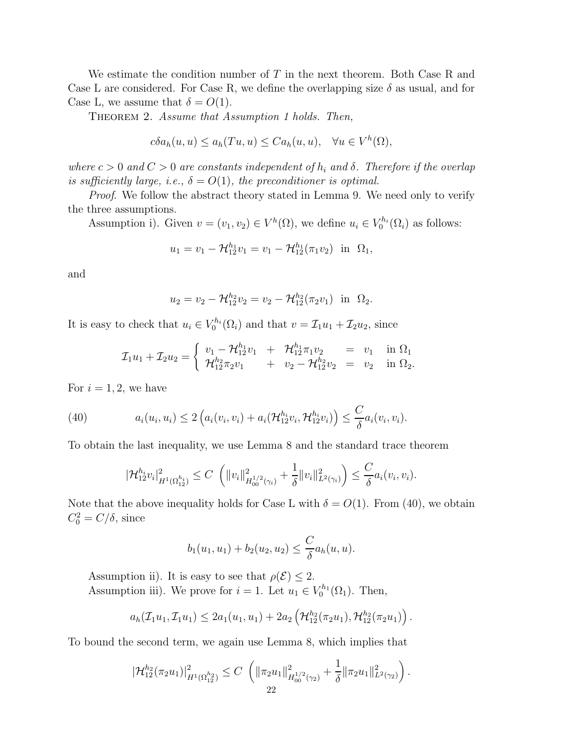We estimate the condition number of $T$ in the next theorem. Both Case R and Case L are considered. For Case R, we define the overlapping size $\delta$ as usual, and for Case L, we assume that $\delta = O(1)$.

THEOREM 2. *Assume that Assumption 1 holds. Then,*

$$c\delta a_h(u,u) \le a_h(Tu,u) \le C a_h(u,u), \quad \forall u \in V^h(\Omega),$$

*where $c > 0$ and $C > 0$ are constants independent of $h_i$ and $\delta$. Therefore if the overlap is sufficiently large, i.e., $\delta = O(1)$, the preconditioner is optimal.*

*Proof*. We follow the abstract theory stated in Lemma 9. We need only to verify the three assumptions.

Assumption i). Given $v = (v_1, v_2) \in V^h(\Omega)$, we define $u_i \in V_0^{h_i}(\Omega_i)$ as follows:

$$u_1 = v_1 - \mathcal{H}_{12}^{h_1} v_1 = v_1 - \mathcal{H}_{12}^{h_1}(\pi_1 v_2) \ \text{ in } \ \Omega_1,$$

and

$$u_2 = v_2 - \mathcal{H}_{12}^{h_2} v_2 = v_2 - \mathcal{H}_{12}^{h_2}(\pi_2 v_1) \ \text{ in } \ \Omega_2.$$

It is easy to check that $u_i \in V_0^{h_i}(\Omega_i)$ and that $v = \mathcal{I}_1 u_1 + \mathcal{I}_2 u_2$, since

$$\mathcal{I}_1 u_1 + \mathcal{I}_2 u_2 = \begin{cases} v_1 - \mathcal{H}_{12}^{h_1} v_1 & + \quad \mathcal{H}_{12}^{h_1} \pi_1 v_2 \quad = \quad v_1 \quad \text{in } \Omega_1 \\ \mathcal{H}_{12}^{h_2} \pi_2 v_1 & + \quad v_2 - \mathcal{H}_{12}^{h_2} v_2 \quad = \quad v_2 \quad \text{in } \Omega_2. \end{cases}$$

For $i = 1, 2$, we have

$$a_i(u_i, u_i) \le 2\left(a_i(v_i, v_i) + a_i(\mathcal{H}_{12}^{h_i} v_i, \mathcal{H}_{12}^{h_i} v_i)\right) \le \frac{C}{\delta} a_i(v_i, v_i). \tag{40}$$

To obtain the last inequality, we use Lemma 8 and the standard trace theorem

$$|\mathcal{H}_{12}^{h_i} v_i|^2_{H^1(\Omega_{12}^{h_i})} \le C \ \left(\|v_i\|^2_{H_{00}^{1/2}(\gamma_i)} + \frac{1}{\delta}\|v_i\|^2_{L^2(\gamma_i)}\right) \le \frac{C}{\delta} a_i(v_i, v_i).$$

Note that the above inequality holds for Case L with $\delta = O(1)$. From (40), we obtain $C_0^2 = C/\delta$, since

$$b_1(u_1, u_1) + b_2(u_2, u_2) \le \frac{C}{\delta} a_h(u, u).$$

Assumption ii). It is easy to see that $\rho(\mathcal{E}) \le 2$.

Assumption iii). We prove for $i = 1$. Let $u_1 \in V_0^{h_1}(\Omega_1)$. Then,

$$a_h(\mathcal{I}_1 u_1, \mathcal{I}_1 u_1) \le 2a_1(u_1, u_1) + 2a_2\left(\mathcal{H}_{12}^{h_2}(\pi_2 u_1), \mathcal{H}_{12}^{h_2}(\pi_2 u_1)\right).$$

To bound the second term, we again use Lemma 8, which implies that

$$|\mathcal{H}_{12}^{h_2}(\pi_2 u_1)|^2_{H^1(\Omega_{12}^{h_2})} \le C \ \left(\|\pi_2 u_1\|^2_{H_{00}^{1/2}(\gamma_2)} + \frac{1}{\delta}\|\pi_2 u_1\|^2_{L^2(\gamma_2)}\right).$$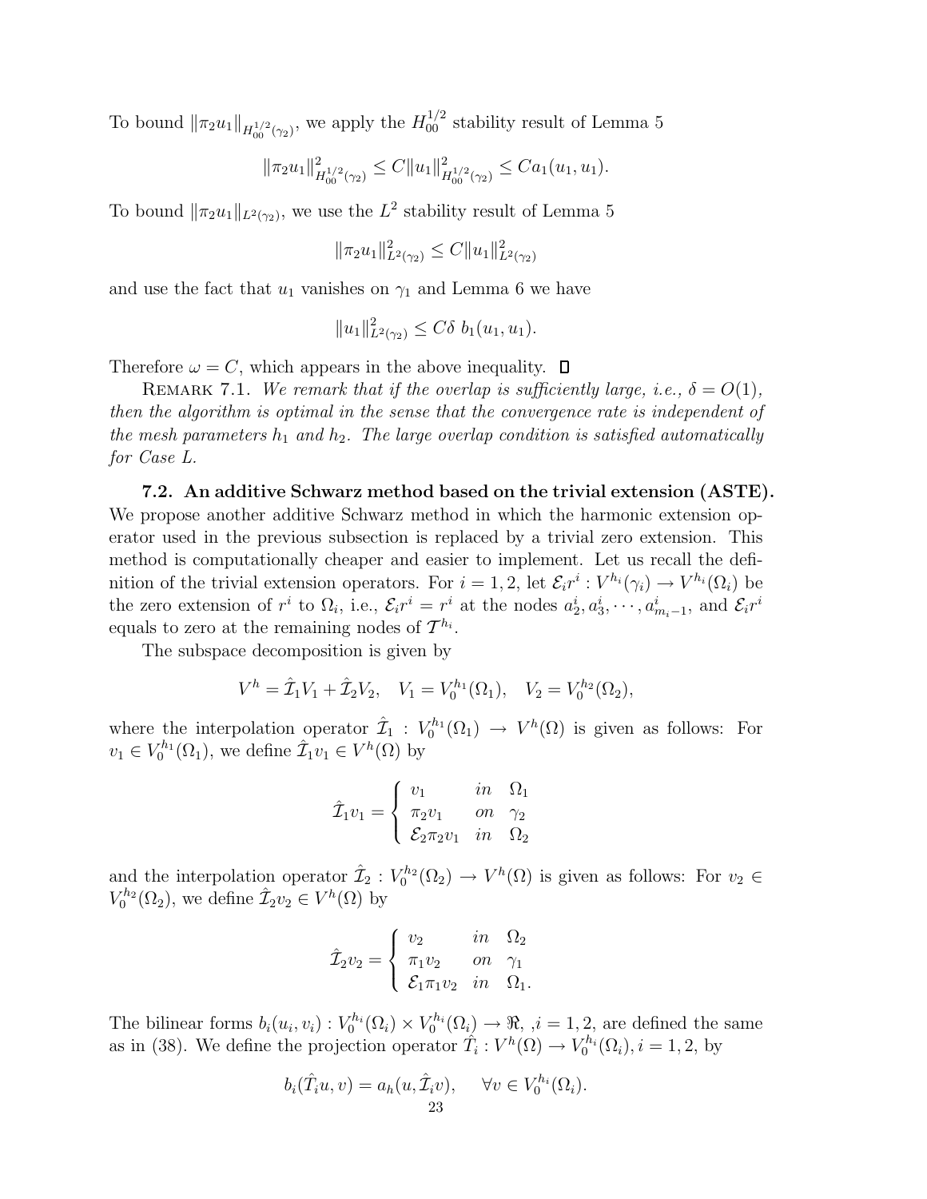To bound $\|\pi_2 u_1\|_{H_{00}^{1/2}(\gamma_2)}$, we apply the $H_{00}^{1/2}$ stability result of Lemma 5

$$\|\pi_2 u_1\|^2_{H_{00}^{1/2}(\gamma_2)} \leq C\|u_1\|^2_{H_{00}^{1/2}(\gamma_2)} \leq C a_1(u_1, u_1).$$

To bound $\|\pi_2 u_1\|_{L^2(\gamma_2)}$, we use the $L^2$ stability result of Lemma 5

$$\|\pi_2 u_1\|^2_{L^2(\gamma_2)} \leq C\|u_1\|^2_{L^2(\gamma_2)}$$

and use the fact that $u_1$ vanishes on $\gamma_1$ and Lemma 6 we have

$$\|u_1\|^2_{L^2(\gamma_2)} \leq C\delta \; b_1(u_1, u_1).$$

Therefore $\omega = C$, which appears in the above inequality. $\square$

REMARK 7.1. *We remark that if the overlap is sufficiently large, i.e., $\delta = O(1)$, then the algorithm is optimal in the sense that the convergence rate is independent of the mesh parameters $h_1$ and $h_2$. The large overlap condition is satisfied automatically for Case L.*

**7.2. An additive Schwarz method based on the trivial extension (ASTE).** We propose another additive Schwarz method in which the harmonic extension operator used in the previous subsection is replaced by a trivial zero extension. This method is computationally cheaper and easier to implement. Let us recall the definition of the trivial extension operators. For $i = 1, 2$, let $\mathcal{E}_i r^i : V^{h_i}(\gamma_i) \rightarrow V^{h_i}(\Omega_i)$ be the zero extension of $r^i$ to $\Omega_i$, i.e., $\mathcal{E}_i r^i = r^i$ at the nodes $a_2^i, a_3^i, \cdots, a_{m_i-1}^i$, and $\mathcal{E}_i r^i$ equals to zero at the remaining nodes of $\mathcal{T}^{h_i}$.

The subspace decomposition is given by

$$V^h = \hat{\mathcal{I}}_1 V_1 + \hat{\mathcal{I}}_2 V_2, \quad V_1 = V_0^{h_1}(\Omega_1), \quad V_2 = V_0^{h_2}(\Omega_2),$$

where the interpolation operator $\hat{\mathcal{I}}_1 : V_0^{h_1}(\Omega_1) \rightarrow V^h(\Omega)$ is given as follows: For $v_1 \in V_0^{h_1}(\Omega_1)$, we define $\hat{\mathcal{I}}_1 v_1 \in V^h(\Omega)$ by

$$\hat{\mathcal{I}}_1 v_1 = \begin{cases} v_1 & in \quad \Omega_1 \\ \pi_2 v_1 & on \quad \gamma_2 \\ \mathcal{E}_2 \pi_2 v_1 & in \quad \Omega_2 \end{cases}$$

and the interpolation operator $\hat{\mathcal{I}}_2 : V_0^{h_2}(\Omega_2) \rightarrow V^h(\Omega)$ is given as follows: For $v_2 \in V_0^{h_2}(\Omega_2)$, we define $\hat{\mathcal{I}}_2 v_2 \in V^h(\Omega)$ by

$$\hat{\mathcal{I}}_2 v_2 = \begin{cases} v_2 & in \quad \Omega_2 \\ \pi_1 v_2 & on \quad \gamma_1 \\ \mathcal{E}_1 \pi_1 v_2 & in \quad \Omega_1. \end{cases}$$

The bilinear forms $b_i(u_i, v_i) : V_0^{h_i}(\Omega_i) \times V_0^{h_i}(\Omega_i) \rightarrow \Re$, $,i = 1, 2$, are defined the same as in (38). We define the projection operator $\hat{T}_i : V^h(\Omega) \rightarrow V_0^{h_i}(\Omega_i), i = 1, 2$, by

$$b_i(\hat{T}_i u, v) = a_h(u, \hat{\mathcal{I}}_i v), \quad \forall v \in V_0^{h_i}(\Omega_i).$$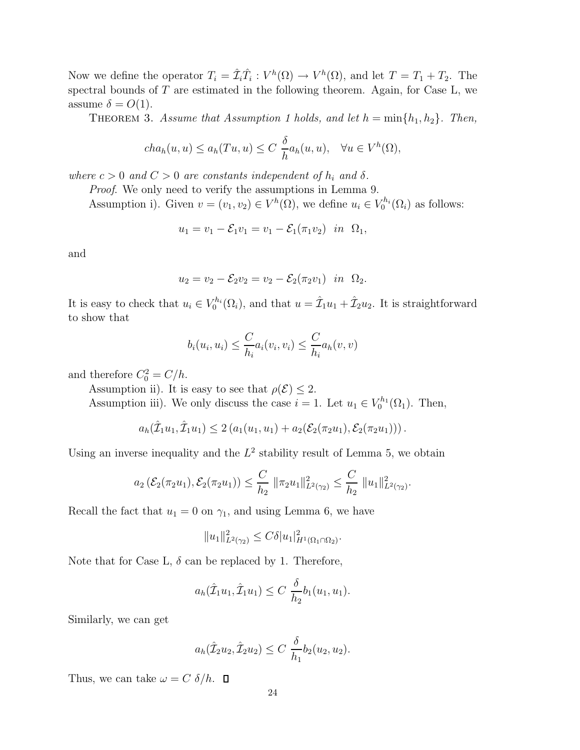Now we define the operator $T_i = \hat{\mathcal{I}}_i \hat{T}_i : V^h(\Omega) \to V^h(\Omega)$, and let $T = T_1 + T_2$. The spectral bounds of $T$ are estimated in the following theorem. Again, for Case L, we assume $\delta = O(1)$.

THEOREM 3. *Assume that Assumption 1 holds, and let $h = \min\{h_1, h_2\}$. Then,*

$$cha_h(u,u) \leq a_h(Tu,u) \leq C\ \frac{\delta}{h} a_h(u,u), \quad \forall u \in V^h(\Omega),$$

*where $c > 0$ and $C > 0$ are constants independent of $h_i$ and $\delta$.*

*Proof*. We only need to verify the assumptions in Lemma 9.

Assumption i). Given $v = (v_1, v_2) \in V^h(\Omega)$, we define $u_i \in V_0^{h_i}(\Omega_i)$ as follows:

$$u_1 = v_1 - \mathcal{E}_1 v_1 = v_1 - \mathcal{E}_1(\pi_1 v_2) \quad in \quad \Omega_1,$$

and

$$u_2 = v_2 - \mathcal{E}_2 v_2 = v_2 - \mathcal{E}_2(\pi_2 v_1) \quad in \quad \Omega_2.$$

It is easy to check that $u_i \in V_0^{h_i}(\Omega_i)$, and that $u = \hat{\mathcal{I}}_1 u_1 + \hat{\mathcal{I}}_2 u_2$. It is straightforward to show that

$$b_i(u_i, u_i) \leq \frac{C}{h_i} a_i(v_i, v_i) \leq \frac{C}{h_i} a_h(v,v)$$

and therefore $C_0^2 = C/h$.

Assumption ii). It is easy to see that $\rho(\mathcal{E}) \leq 2$.

Assumption iii). We only discuss the case $i = 1$. Let $u_1 \in V_0^{h_1}(\Omega_1)$. Then,

$$a_h(\hat{\mathcal{I}}_1 u_1, \hat{\mathcal{I}}_1 u_1) \leq 2\left(a_1(u_1, u_1) + a_2(\mathcal{E}_2(\pi_2 u_1), \mathcal{E}_2(\pi_2 u_1))\right).$$

Using an inverse inequality and the $L^2$ stability result of Lemma 5, we obtain

$$a_2\left(\mathcal{E}_2(\pi_2 u_1), \mathcal{E}_2(\pi_2 u_1)\right) \leq \frac{C}{h_2}\ \|\pi_2 u_1\|^2_{L^2(\gamma_2)} \leq \frac{C}{h_2}\ \|u_1\|^2_{L^2(\gamma_2)}.$$

Recall the fact that $u_1 = 0$ on $\gamma_1$, and using Lemma 6, we have

$$\|u_1\|^2_{L^2(\gamma_2)} \leq C\delta |u_1|^2_{H^1(\Omega_1 \cap \Omega_2)}.$$

Note that for Case L, $\delta$ can be replaced by 1. Therefore,

$$a_h(\hat{\mathcal{I}}_1 u_1, \hat{\mathcal{I}}_1 u_1) \leq C\ \frac{\delta}{h_2} b_1(u_1, u_1).$$

Similarly, we can get

$$a_h(\hat{\mathcal{I}}_2 u_2, \hat{\mathcal{I}}_2 u_2) \leq C\ \frac{\delta}{h_1} b_2(u_2, u_2).$$

Thus, we can take $\omega = C\ \delta/h$. ∎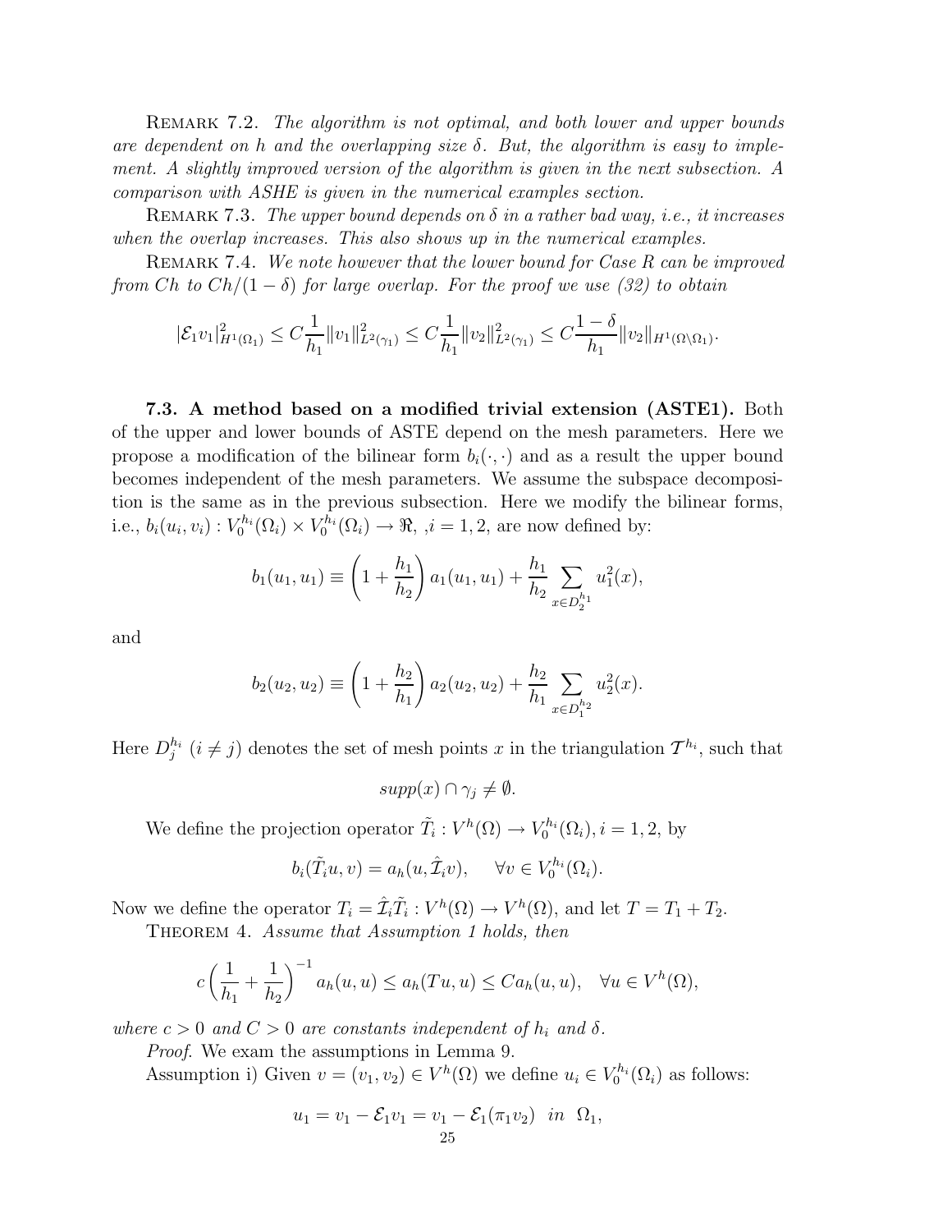REMARK 7.2. *The algorithm is not optimal, and both lower and upper bounds are dependent on h and the overlapping size δ. But, the algorithm is easy to implement. A slightly improved version of the algorithm is given in the next subsection. A comparison with ASHE is given in the numerical examples section.*

REMARK 7.3. *The upper bound depends on δ in a rather bad way, i.e., it increases when the overlap increases. This also shows up in the numerical examples.*

REMARK 7.4. *We note however that the lower bound for Case R can be improved from Ch to $Ch/(1-\delta)$ for large overlap. For the proof we use (32) to obtain*

$$|\mathcal{E}_1 v_1|^2_{H^1(\Omega_1)} \leq C\frac{1}{h_1}\|v_1\|^2_{L^2(\gamma_1)} \leq C\frac{1}{h_1}\|v_2\|^2_{L^2(\gamma_1)} \leq C\frac{1-\delta}{h_1}\|v_2\|_{H^1(\Omega\setminus\Omega_1)}.$$

**7.3. A method based on a modified trivial extension (ASTE1).** Both of the upper and lower bounds of ASTE depend on the mesh parameters. Here we propose a modification of the bilinear form $b_i(\cdot,\cdot)$ and as a result the upper bound becomes independent of the mesh parameters. We assume the subspace decomposition is the same as in the previous subsection. Here we modify the bilinear forms, i.e., $b_i(u_i, v_i) : V_0^{h_i}(\Omega_i) \times V_0^{h_i}(\Omega_i) \to \Re$, $,i = 1, 2$, are now defined by:

$$b_1(u_1, u_1) \equiv \left(1 + \frac{h_1}{h_2}\right) a_1(u_1, u_1) + \frac{h_1}{h_2} \sum_{x \in D_2^{h_1}} u_1^2(x),$$

and

$$b_2(u_2, u_2) \equiv \left(1 + \frac{h_2}{h_1}\right) a_2(u_2, u_2) + \frac{h_2}{h_1} \sum_{x \in D_1^{h_2}} u_2^2(x).$$

Here $D_j^{h_i}$ $(i \neq j)$ denotes the set of mesh points $x$ in the triangulation $\mathcal{T}^{h_i}$, such that

$$supp(x) \cap \gamma_j \neq \emptyset.$$

We define the projection operator $\tilde{T}_i : V^h(\Omega) \to V_0^{h_i}(\Omega_i), i = 1, 2$, by

$$b_i(\tilde{T}_i u, v) = a_h(u, \hat{\mathcal{I}}_i v), \quad \forall v \in V_0^{h_i}(\Omega_i).$$

Now we define the operator $T_i = \hat{\mathcal{I}}_i \tilde{T}_i : V^h(\Omega) \to V^h(\Omega)$, and let $T = T_1 + T_2$.

THEOREM 4. *Assume that Assumption 1 holds, then*

$$c\left(\frac{1}{h_1} + \frac{1}{h_2}\right)^{-1} a_h(u, u) \leq a_h(Tu, u) \leq C a_h(u, u), \quad \forall u \in V^h(\Omega),$$

*where $c > 0$ and $C > 0$ are constants independent of $h_i$ and δ.*

*Proof.* We exam the assumptions in Lemma 9.

Assumption i) Given $v = (v_1, v_2) \in V^h(\Omega)$ we define $u_i \in V_0^{h_i}(\Omega_i)$ as follows:

$$u_1 = v_1 - \mathcal{E}_1 v_1 = v_1 - \mathcal{E}_1(\pi_1 v_2) \quad in \quad \Omega_1,$$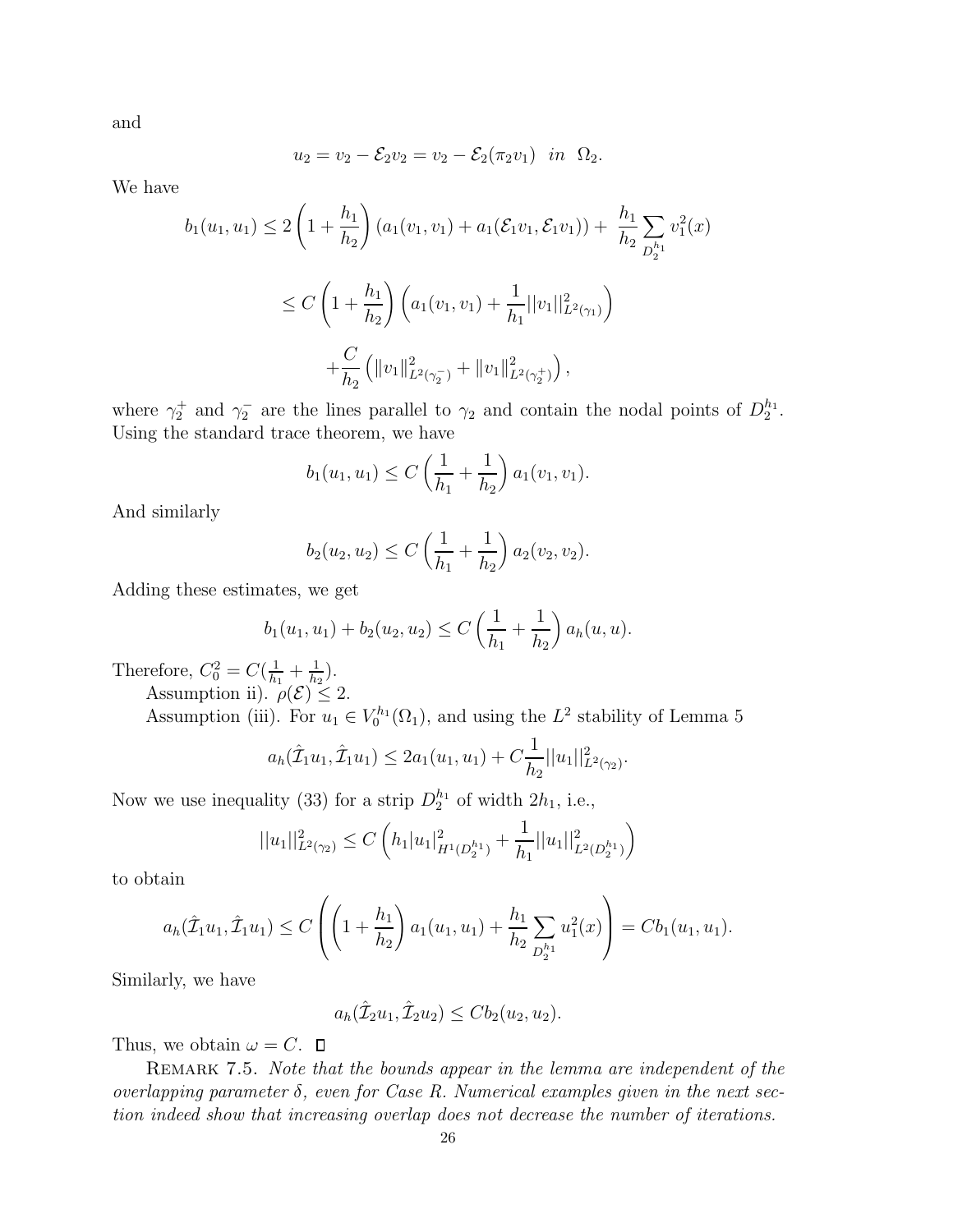and

$$u_2 = v_2 - \mathcal{E}_2 v_2 = v_2 - \mathcal{E}_2(\pi_2 v_1) \quad in \quad \Omega_2.$$

We have

$$b_1(u_1, u_1) \leq 2\left(1 + \frac{h_1}{h_2}\right)(a_1(v_1, v_1) + a_1(\mathcal{E}_1 v_1, \mathcal{E}_1 v_1)) + \frac{h_1}{h_2}\sum_{D_2^{h_1}} v_1^2(x)$$

$$\leq C\left(1 + \frac{h_1}{h_2}\right)\left(a_1(v_1, v_1) + \frac{1}{h_1}||v_1||^2_{L^2(\gamma_1)}\right)$$

$$+\frac{C}{h_2}\left(\|v_1\|^2_{L^2(\gamma_2^-)} + \|v_1\|^2_{L^2(\gamma_2^+)}\right),$$

where $\gamma_2^+$ and $\gamma_2^-$ are the lines parallel to $\gamma_2$ and contain the nodal points of $D_2^{h_1}$. Using the standard trace theorem, we have

$$b_1(u_1, u_1) \leq C\left(\frac{1}{h_1} + \frac{1}{h_2}\right) a_1(v_1, v_1).$$

And similarly

$$b_2(u_2, u_2) \leq C\left(\frac{1}{h_1} + \frac{1}{h_2}\right) a_2(v_2, v_2).$$

Adding these estimates, we get

$$b_1(u_1, u_1) + b_2(u_2, u_2) \leq C\left(\frac{1}{h_1} + \frac{1}{h_2}\right) a_h(u, u).$$

Therefore, $C_0^2 = C(\frac{1}{h_1} + \frac{1}{h_2})$.

Assumption ii). $\rho(\mathcal{E}) \leq 2$.

Assumption (iii). For $u_1 \in V_0^{h_1}(\Omega_1)$, and using the $L^2$ stability of Lemma 5

$$a_h(\hat{\mathcal{I}}_1 u_1, \hat{\mathcal{I}}_1 u_1) \leq 2a_1(u_1, u_1) + C\frac{1}{h_2}||u_1||^2_{L^2(\gamma_2)}.$$

Now we use inequality (33) for a strip $D_2^{h_1}$ of width $2h_1$, i.e.,

$$||u_1||^2_{L^2(\gamma_2)} \leq C\left(h_1|u_1|^2_{H^1(D_2^{h_1})} + \frac{1}{h_1}||u_1||^2_{L^2(D_2^{h_1})}\right)$$

to obtain

$$a_h(\hat{\mathcal{I}}_1 u_1, \hat{\mathcal{I}}_1 u_1) \leq C\left(\left(1 + \frac{h_1}{h_2}\right) a_1(u_1, u_1) + \frac{h_1}{h_2}\sum_{D_2^{h_1}} u_1^2(x)\right) = Cb_1(u_1, u_1).$$

Similarly, we have

$$a_h(\hat{\mathcal{I}}_2 u_1, \hat{\mathcal{I}}_2 u_2) \leq Cb_2(u_2, u_2).$$

Thus, we obtain $\omega = C$. ☐

Remark 7.5. *Note that the bounds appear in the lemma are independent of the overlapping parameter $\delta$, even for Case R. Numerical examples given in the next section indeed show that increasing overlap does not decrease the number of iterations.*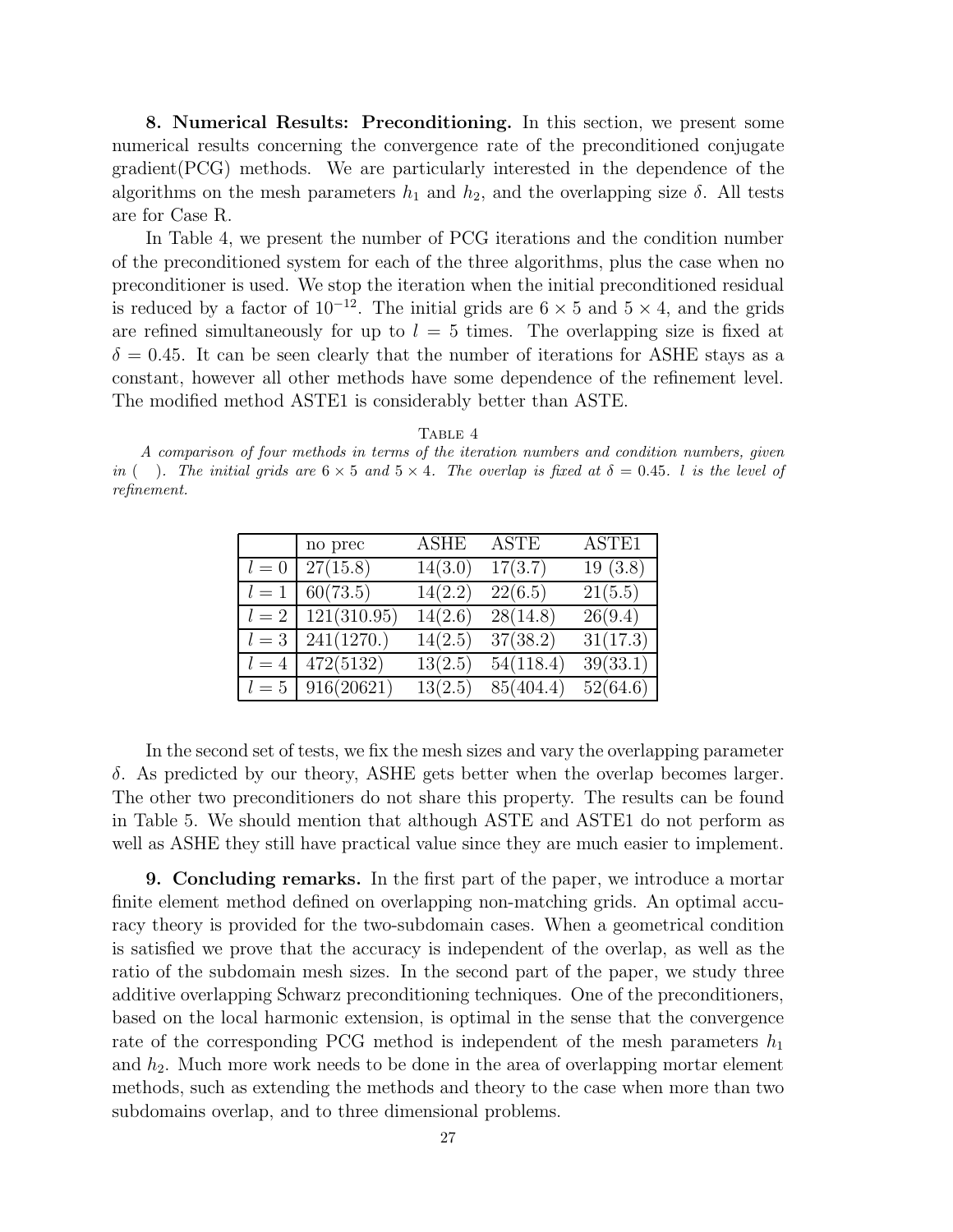**8. Numerical Results: Preconditioning.** In this section, we present some numerical results concerning the convergence rate of the preconditioned conjugate gradient(PCG) methods. We are particularly interested in the dependence of the algorithms on the mesh parameters $h_1$ and $h_2$, and the overlapping size $\delta$. All tests are for Case R.

In Table 4, we present the number of PCG iterations and the condition number of the preconditioned system for each of the three algorithms, plus the case when no preconditioner is used. We stop the iteration when the initial preconditioned residual is reduced by a factor of $10^{-12}$. The initial grids are $6 \times 5$ and $5 \times 4$, and the grids are refined simultaneously for up to $l = 5$ times. The overlapping size is fixed at $\delta = 0.45$. It can be seen clearly that the number of iterations for ASHE stays as a constant, however all other methods have some dependence of the refinement level. The modified method ASTE1 is considerably better than ASTE.

Table 4

*A comparison of four methods in terms of the iteration numbers and condition numbers, given in ( ). The initial grids are $6 \times 5$ and $5 \times 4$. The overlap is fixed at $\delta = 0.45$. $l$ is the level of refinement.*

| | no prec | ASHE | ASTE | ASTE1 |
|---|---|---|---|---|
| $l = 0$ | 27(15.8) | 14(3.0) | 17(3.7) | 19 (3.8) |
| $l = 1$ | 60(73.5) | 14(2.2) | 22(6.5) | 21(5.5) |
| $l = 2$ | 121(310.95) | 14(2.6) | 28(14.8) | 26(9.4) |
| $l = 3$ | 241(1270.) | 14(2.5) | 37(38.2) | 31(17.3) |
| $l = 4$ | 472(5132) | 13(2.5) | 54(118.4) | 39(33.1) |
| $l = 5$ | 916(20621) | 13(2.5) | 85(404.4) | 52(64.6) |

In the second set of tests, we fix the mesh sizes and vary the overlapping parameter $\delta$. As predicted by our theory, ASHE gets better when the overlap becomes larger. The other two preconditioners do not share this property. The results can be found in Table 5. We should mention that although ASTE and ASTE1 do not perform as well as ASHE they still have practical value since they are much easier to implement.

**9. Concluding remarks.** In the first part of the paper, we introduce a mortar finite element method defined on overlapping non-matching grids. An optimal accuracy theory is provided for the two-subdomain cases. When a geometrical condition is satisfied we prove that the accuracy is independent of the overlap, as well as the ratio of the subdomain mesh sizes. In the second part of the paper, we study three additive overlapping Schwarz preconditioning techniques. One of the preconditioners, based on the local harmonic extension, is optimal in the sense that the convergence rate of the corresponding PCG method is independent of the mesh parameters $h_1$ and $h_2$. Much more work needs to be done in the area of overlapping mortar element methods, such as extending the methods and theory to the case when more than two subdomains overlap, and to three dimensional problems.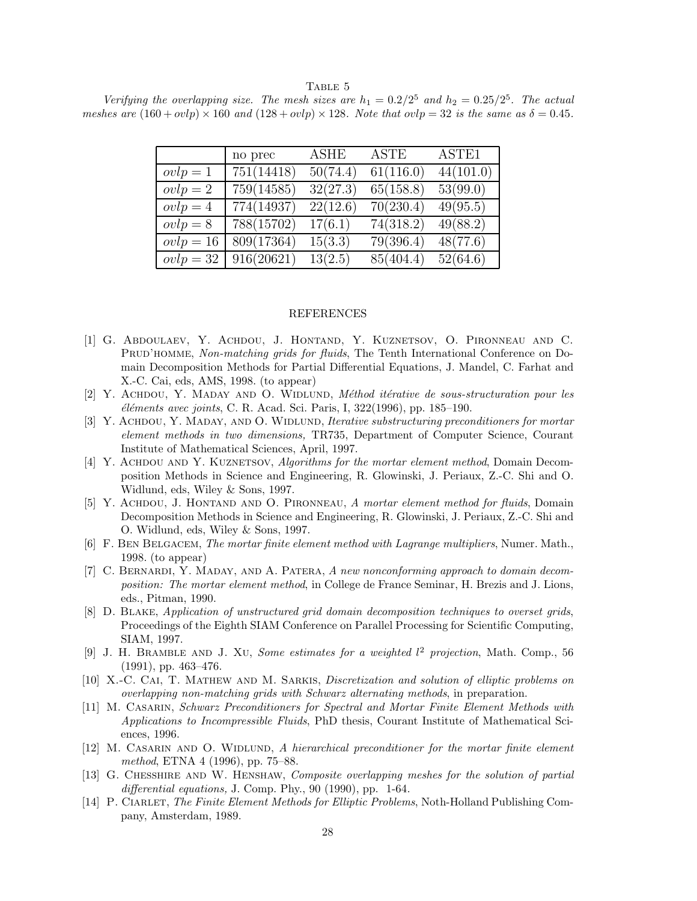TABLE 5

*Verifying the overlapping size. The mesh sizes are $h_1 = 0.2/2^5$ and $h_2 = 0.25/2^5$. The actual meshes are $(160 + ovlp) \times 160$ and $(128 + ovlp) \times 128$. Note that $ovlp = 32$ is the same as $\delta = 0.45$.*

| | no prec | ASHE | ASTE | ASTE1 |
|---|---|---|---|---|
| $ovlp = 1$ | 751(14418) | 50(74.4) | 61(116.0) | 44(101.0) |
| $ovlp = 2$ | 759(14585) | 32(27.3) | 65(158.8) | 53(99.0) |
| $ovlp = 4$ | 774(14937) | 22(12.6) | 70(230.4) | 49(95.5) |
| $ovlp = 8$ | 788(15702) | 17(6.1) | 74(318.2) | 49(88.2) |
| $ovlp = 16$ | 809(17364) | 15(3.3) | 79(396.4) | 48(77.6) |
| $ovlp = 32$ | 916(20621) | 13(2.5) | 85(404.4) | 52(64.6) |

## REFERENCES

[1] G. Abdoulaev, Y. Achdou, J. Hontand, Y. Kuznetsov, O. Pironneau and C. Prud'homme, *Non-matching grids for fluids*, The Tenth International Conference on Domain Decomposition Methods for Partial Differential Equations, J. Mandel, C. Farhat and X.-C. Cai, eds, AMS, 1998. (to appear)

[2] Y. Achdou, Y. Maday and O. Widlund, *Méthod itérative de sous-structuration pour les éléments avec joints*, C. R. Acad. Sci. Paris, I, 322(1996), pp. 185–190.

[3] Y. Achdou, Y. Maday, and O. Widlund, *Iterative substructuring preconditioners for mortar element methods in two dimensions,* TR735, Department of Computer Science, Courant Institute of Mathematical Sciences, April, 1997.

[4] Y. Achdou and Y. Kuznetsov, *Algorithms for the mortar element method*, Domain Decomposition Methods in Science and Engineering, R. Glowinski, J. Periaux, Z.-C. Shi and O. Widlund, eds, Wiley & Sons, 1997.

[5] Y. Achdou, J. Hontand and O. Pironneau, *A mortar element method for fluids*, Domain Decomposition Methods in Science and Engineering, R. Glowinski, J. Periaux, Z.-C. Shi and O. Widlund, eds, Wiley & Sons, 1997.

[6] F. Ben Belgacem, *The mortar finite element method with Lagrange multipliers*, Numer. Math., 1998. (to appear)

[7] C. Bernardi, Y. Maday, and A. Patera, *A new nonconforming approach to domain decomposition: The mortar element method*, in College de France Seminar, H. Brezis and J. Lions, eds., Pitman, 1990.

[8] D. Blake, *Application of unstructured grid domain decomposition techniques to overset grids*, Proceedings of the Eighth SIAM Conference on Parallel Processing for Scientific Computing, SIAM, 1997.

[9] J. H. Bramble and J. Xu, *Some estimates for a weighted $l^2$ projection*, Math. Comp., 56 (1991), pp. 463–476.

[10] X.-C. Cai, T. Mathew and M. Sarkis, *Discretization and solution of elliptic problems on overlapping non-matching grids with Schwarz alternating methods*, in preparation.

[11] M. Casarin, *Schwarz Preconditioners for Spectral and Mortar Finite Element Methods with Applications to Incompressible Fluids*, PhD thesis, Courant Institute of Mathematical Sciences, 1996.

[12] M. Casarin and O. Widlund, *A hierarchical preconditioner for the mortar finite element method*, ETNA 4 (1996), pp. 75–88.

[13] G. Chesshire and W. Henshaw, *Composite overlapping meshes for the solution of partial differential equations,* J. Comp. Phy., 90 (1990), pp. 1-64.

[14] P. Ciarlet, *The Finite Element Methods for Elliptic Problems*, Noth-Holland Publishing Company, Amsterdam, 1989.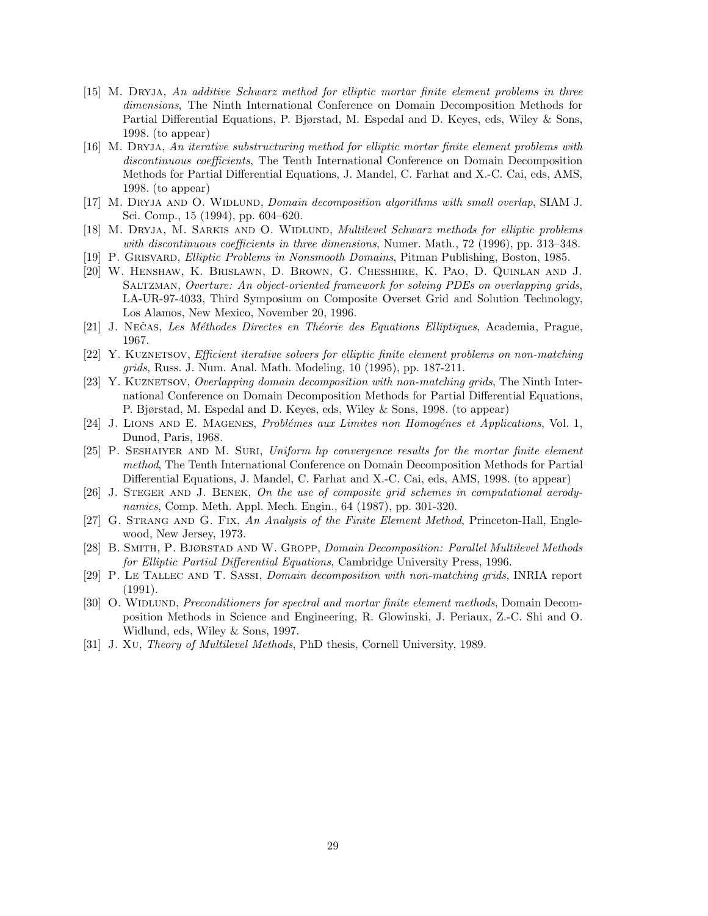[15] M. Dryja, *An additive Schwarz method for elliptic mortar finite element problems in three dimensions*, The Ninth International Conference on Domain Decomposition Methods for Partial Differential Equations, P. Bjørstad, M. Espedal and D. Keyes, eds, Wiley & Sons, 1998. (to appear)

[16] M. Dryja, *An iterative substructuring method for elliptic mortar finite element problems with discontinuous coefficients*, The Tenth International Conference on Domain Decomposition Methods for Partial Differential Equations, J. Mandel, C. Farhat and X.-C. Cai, eds, AMS, 1998. (to appear)

[17] M. Dryja and O. Widlund, *Domain decomposition algorithms with small overlap*, SIAM J. Sci. Comp., 15 (1994), pp. 604–620.

[18] M. Dryja, M. Sarkis and O. Widlund, *Multilevel Schwarz methods for elliptic problems with discontinuous coefficients in three dimensions*, Numer. Math., 72 (1996), pp. 313–348.

[19] P. Grisvard, *Elliptic Problems in Nonsmooth Domains*, Pitman Publishing, Boston, 1985.

[20] W. Henshaw, K. Brislawn, D. Brown, G. Chesshire, K. Pao, D. Quinlan and J. Saltzman, *Overture: An object-oriented framework for solving PDEs on overlapping grids*, LA-UR-97-4033, Third Symposium on Composite Overset Grid and Solution Technology, Los Alamos, New Mexico, November 20, 1996.

[21] J. Nečas, *Les Méthodes Directes en Théorie des Equations Elliptiques*, Academia, Prague, 1967.

[22] Y. Kuznetsov, *Efficient iterative solvers for elliptic finite element problems on non-matching grids,* Russ. J. Num. Anal. Math. Modeling, 10 (1995), pp. 187-211.

[23] Y. Kuznetsov, *Overlapping domain decomposition with non-matching grids*, The Ninth International Conference on Domain Decomposition Methods for Partial Differential Equations, P. Bjørstad, M. Espedal and D. Keyes, eds, Wiley & Sons, 1998. (to appear)

[24] J. Lions and E. Magenes, *Problémes aux Limites non Homogénes et Applications*, Vol. 1, Dunod, Paris, 1968.

[25] P. Seshaiyer and M. Suri, *Uniform hp convergence results for the mortar finite element method*, The Tenth International Conference on Domain Decomposition Methods for Partial Differential Equations, J. Mandel, C. Farhat and X.-C. Cai, eds, AMS, 1998. (to appear)

[26] J. Steger and J. Benek, *On the use of composite grid schemes in computational aerodynamics*, Comp. Meth. Appl. Mech. Engin., 64 (1987), pp. 301-320.

[27] G. Strang and G. Fix, *An Analysis of the Finite Element Method*, Princeton-Hall, Englewood, New Jersey, 1973.

[28] B. Smith, P. Bjørstad and W. Gropp, *Domain Decomposition: Parallel Multilevel Methods for Elliptic Partial Differential Equations*, Cambridge University Press, 1996.

[29] P. Le Tallec and T. Sassi, *Domain decomposition with non-matching grids,* INRIA report (1991).

[30] O. Widlund, *Preconditioners for spectral and mortar finite element methods*, Domain Decomposition Methods in Science and Engineering, R. Glowinski, J. Periaux, Z.-C. Shi and O. Widlund, eds, Wiley & Sons, 1997.

[31] J. Xu, *Theory of Multilevel Methods*, PhD thesis, Cornell University, 1989.